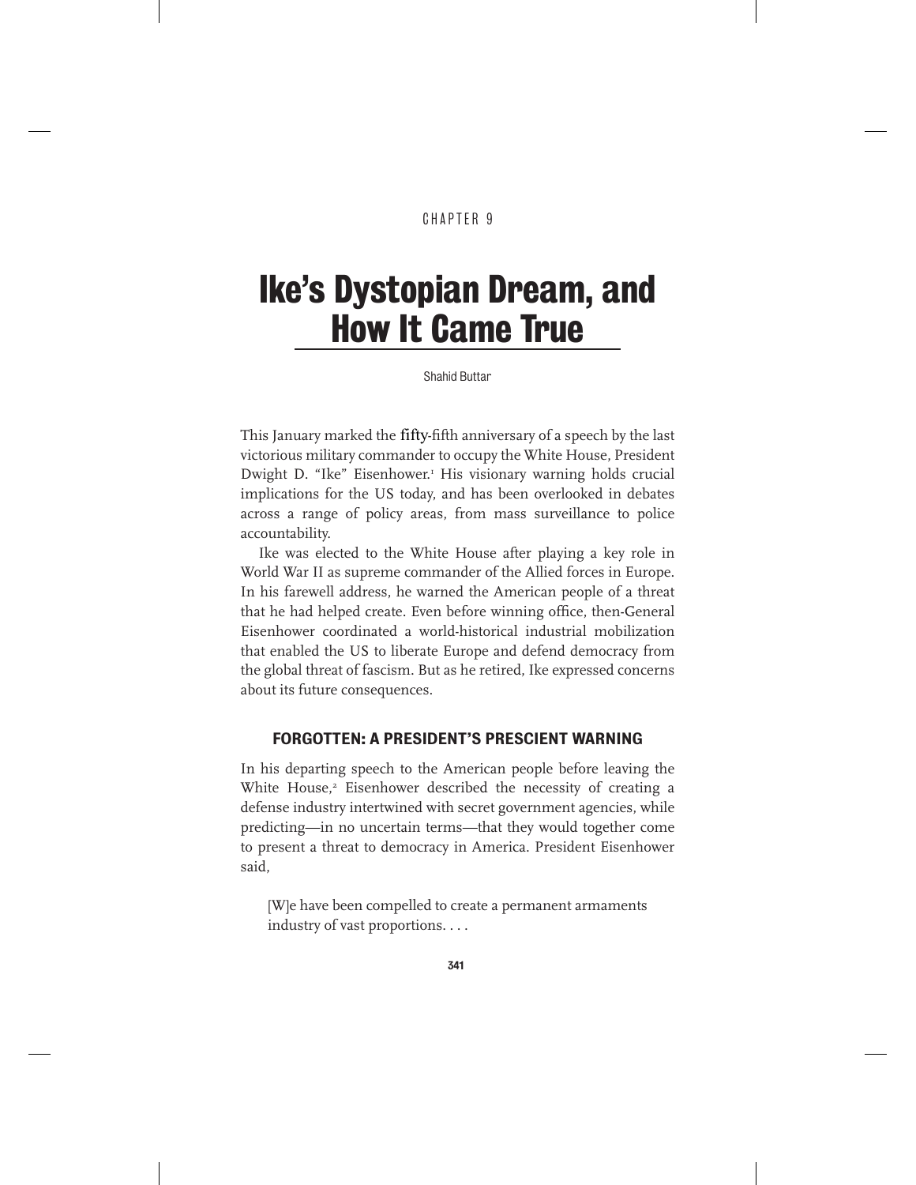CHAPTER 9

# Ike's Dystopian Dream, and How It Came True

Shahid Buttar

This January marked the fifty-fifth anniversary of a speech by the last victorious military commander to occupy the White House, President Dwight D. "Ike" Eisenhower.[1] His visionary warning holds crucial implications for the US today, and has been overlooked in debates across a range of policy areas, from mass surveillance to police accountability.

Ike was elected to the White House after playing a key role in World War II as supreme commander of the Allied forces in Europe. In his farewell address, he warned the American people of a threat that he had helped create. Even before winning office, then-General Eisenhower coordinated a world-historical industrial mobilization that enabled the US to liberate Europe and defend democracy from the global threat of fascism. But as he retired, Ike expressed concerns about its future consequences.

## FORGOTTEN: A PRESIDENT'S PRESCIENT WARNING

In his departing speech to the American people before leaving the White House,[2] Eisenhower described the necessity of creating a defense industry intertwined with secret government agencies, while predicting—in no uncertain terms—that they would together come to present a threat to democracy in America. President Eisenhower said,

> [W]e have been compelled to create a permanent armaments industry of vast proportions. . . .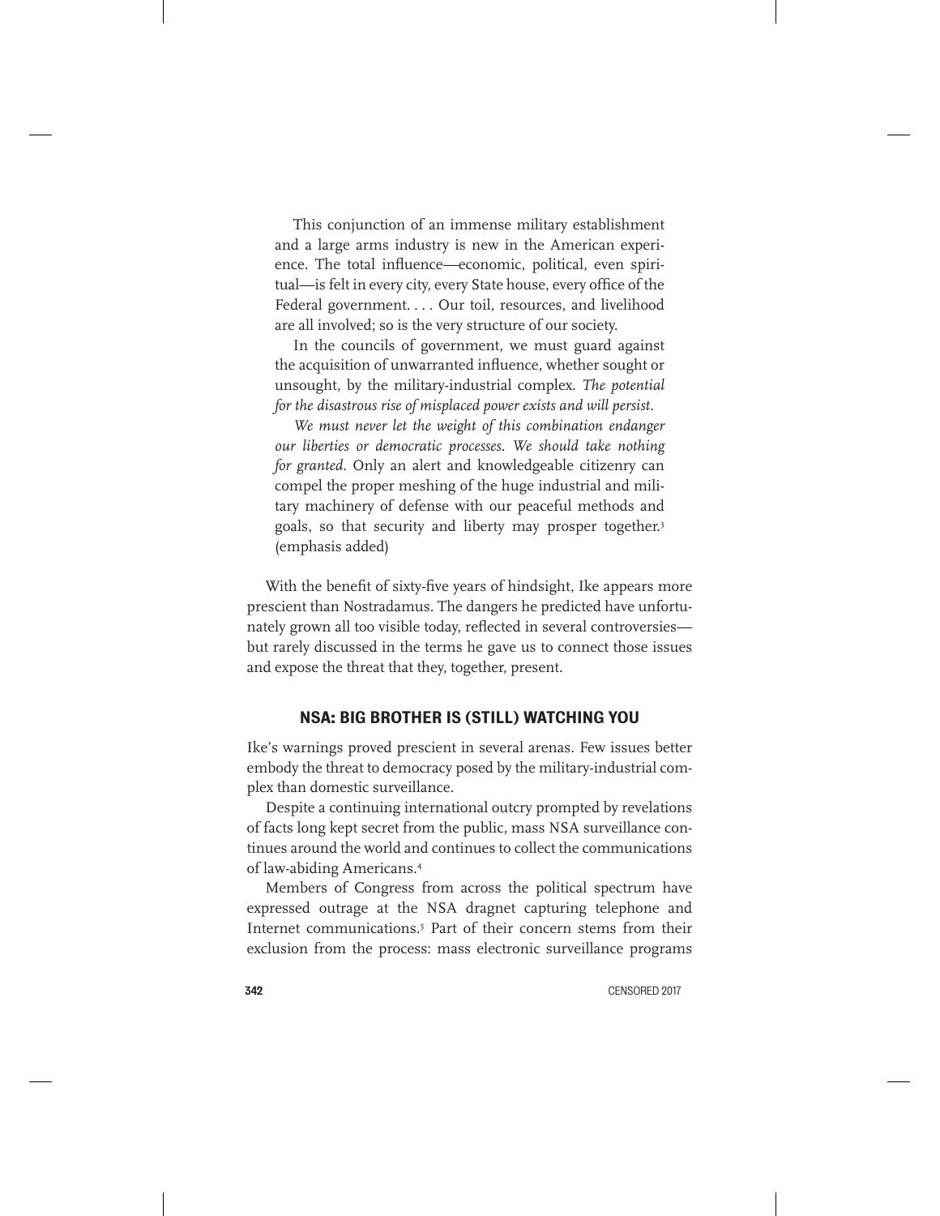> This conjunction of an immense military establishment and a large arms industry is new in the American experience. The total influence—economic, political, even spiritual—is felt in every city, every State house, every office of the Federal government. . . . Our toil, resources, and livelihood are all involved; so is the very structure of our society.
>
> In the councils of government, we must guard against the acquisition of unwarranted influence, whether sought or unsought, by the military-industrial complex. *The potential for the disastrous rise of misplaced power exists and will persist.*
>
> *We must never let the weight of this combination endanger our liberties or democratic processes. We should take nothing for granted.* Only an alert and knowledgeable citizenry can compel the proper meshing of the huge industrial and military machinery of defense with our peaceful methods and goals, so that security and liberty may prosper together.[3] (emphasis added)

With the benefit of sixty-five years of hindsight, Ike appears more prescient than Nostradamus. The dangers he predicted have unfortunately grown all too visible today, reflected in several controversies—but rarely discussed in the terms he gave us to connect those issues and expose the threat that they, together, present.

## NSA: BIG BROTHER IS (STILL) WATCHING YOU

Ike's warnings proved prescient in several arenas. Few issues better embody the threat to democracy posed by the military-industrial complex than domestic surveillance.

Despite a continuing international outcry prompted by revelations of facts long kept secret from the public, mass NSA surveillance continues around the world and continues to collect the communications of law-abiding Americans.[4]

Members of Congress from across the political spectrum have expressed outrage at the NSA dragnet capturing telephone and Internet communications.[5] Part of their concern stems from their exclusion from the process: mass electronic surveillance programs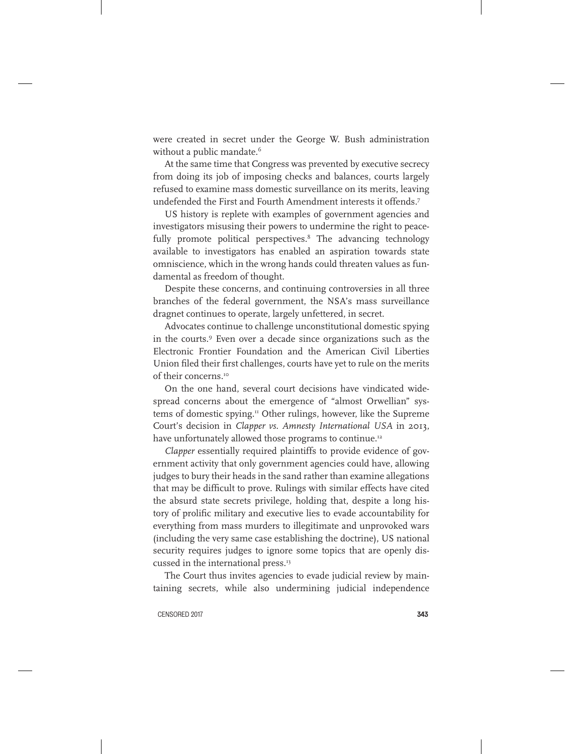were created in secret under the George W. Bush administration without a public mandate.[6]

At the same time that Congress was prevented by executive secrecy from doing its job of imposing checks and balances, courts largely refused to examine mass domestic surveillance on its merits, leaving undefended the First and Fourth Amendment interests it offends.[7]

US history is replete with examples of government agencies and investigators misusing their powers to undermine the right to peacefully promote political perspectives.[8] The advancing technology available to investigators has enabled an aspiration towards state omniscience, which in the wrong hands could threaten values as fundamental as freedom of thought.

Despite these concerns, and continuing controversies in all three branches of the federal government, the NSA's mass surveillance dragnet continues to operate, largely unfettered, in secret.

Advocates continue to challenge unconstitutional domestic spying in the courts.[9] Even over a decade since organizations such as the Electronic Frontier Foundation and the American Civil Liberties Union filed their first challenges, courts have yet to rule on the merits of their concerns.[10]

On the one hand, several court decisions have vindicated widespread concerns about the emergence of "almost Orwellian" systems of domestic spying.[11] Other rulings, however, like the Supreme Court's decision in *Clapper vs. Amnesty International USA* in 2013, have unfortunately allowed those programs to continue.[12]

*Clapper* essentially required plaintiffs to provide evidence of government activity that only government agencies could have, allowing judges to bury their heads in the sand rather than examine allegations that may be difficult to prove. Rulings with similar effects have cited the absurd state secrets privilege, holding that, despite a long history of prolific military and executive lies to evade accountability for everything from mass murders to illegitimate and unprovoked wars (including the very same case establishing the doctrine), US national security requires judges to ignore some topics that are openly discussed in the international press.[13]

The Court thus invites agencies to evade judicial review by maintaining secrets, while also undermining judicial independence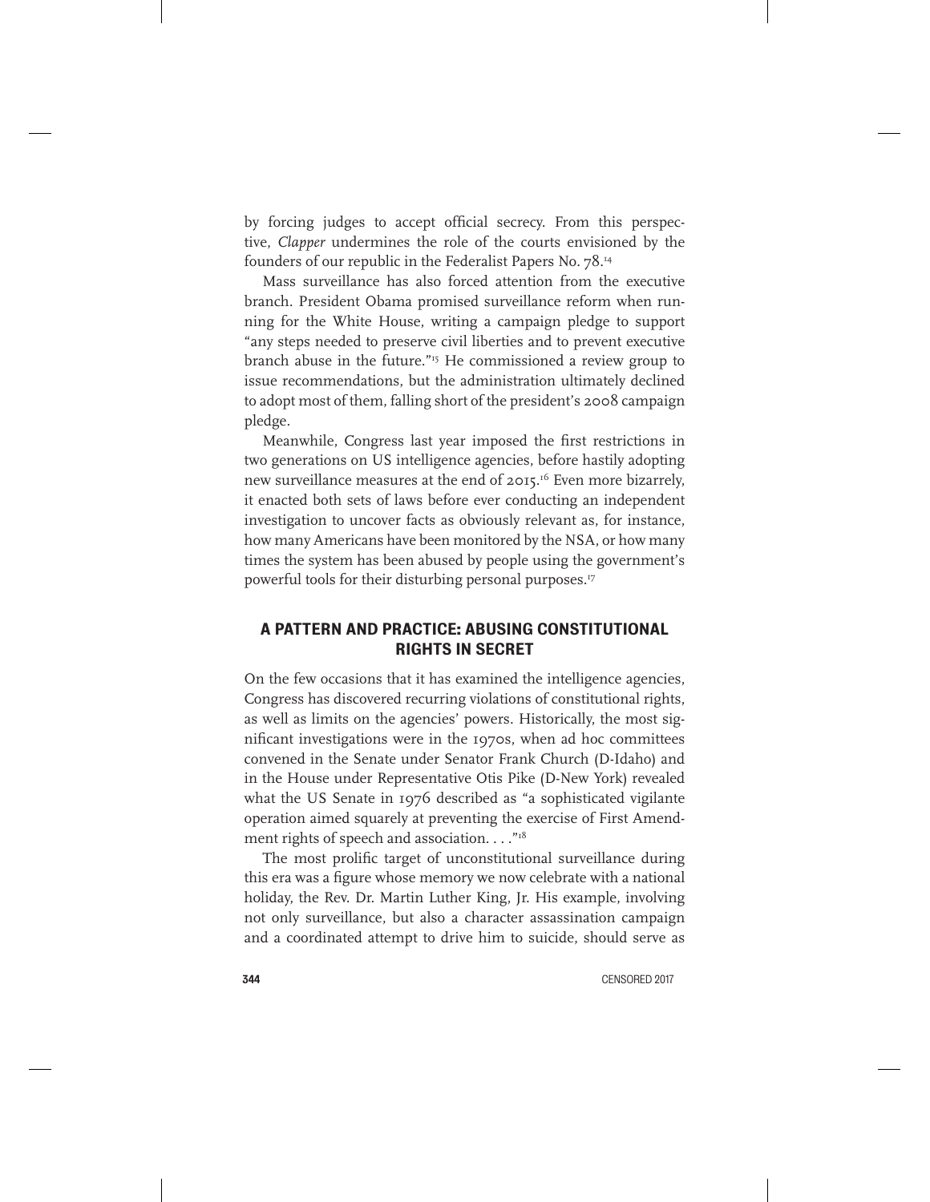by forcing judges to accept official secrecy. From this perspective, *Clapper* undermines the role of the courts envisioned by the founders of our republic in the Federalist Papers No. 78.[14]

Mass surveillance has also forced attention from the executive branch. President Obama promised surveillance reform when running for the White House, writing a campaign pledge to support "any steps needed to preserve civil liberties and to prevent executive branch abuse in the future."[15] He commissioned a review group to issue recommendations, but the administration ultimately declined to adopt most of them, falling short of the president's 2008 campaign pledge.

Meanwhile, Congress last year imposed the first restrictions in two generations on US intelligence agencies, before hastily adopting new surveillance measures at the end of 2015.[16] Even more bizarrely, it enacted both sets of laws before ever conducting an independent investigation to uncover facts as obviously relevant as, for instance, how many Americans have been monitored by the NSA, or how many times the system has been abused by people using the government's powerful tools for their disturbing personal purposes.[17]

## A PATTERN AND PRACTICE: ABUSING CONSTITUTIONAL RIGHTS IN SECRET

On the few occasions that it has examined the intelligence agencies, Congress has discovered recurring violations of constitutional rights, as well as limits on the agencies' powers. Historically, the most significant investigations were in the 1970s, when ad hoc committees convened in the Senate under Senator Frank Church (D-Idaho) and in the House under Representative Otis Pike (D-New York) revealed what the US Senate in 1976 described as "a sophisticated vigilante operation aimed squarely at preventing the exercise of First Amendment rights of speech and association. . . ."[18]

The most prolific target of unconstitutional surveillance during this era was a figure whose memory we now celebrate with a national holiday, the Rev. Dr. Martin Luther King, Jr. His example, involving not only surveillance, but also a character assassination campaign and a coordinated attempt to drive him to suicide, should serve as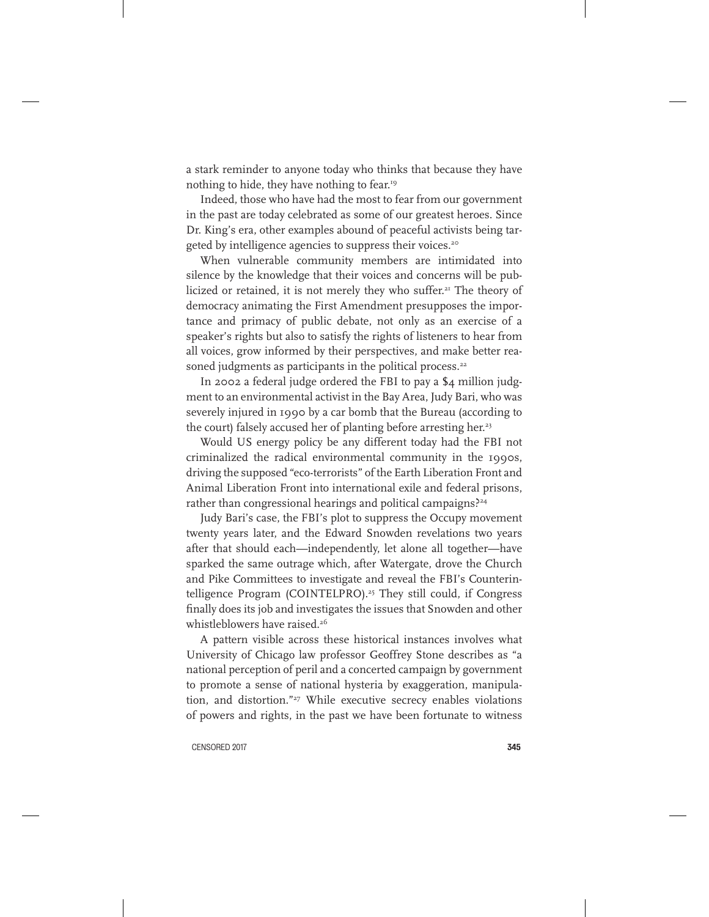a stark reminder to anyone today who thinks that because they have nothing to hide, they have nothing to fear.[19]

Indeed, those who have had the most to fear from our government in the past are today celebrated as some of our greatest heroes. Since Dr. King's era, other examples abound of peaceful activists being targeted by intelligence agencies to suppress their voices.[20]

When vulnerable community members are intimidated into silence by the knowledge that their voices and concerns will be publicized or retained, it is not merely they who suffer.[21] The theory of democracy animating the First Amendment presupposes the importance and primacy of public debate, not only as an exercise of a speaker's rights but also to satisfy the rights of listeners to hear from all voices, grow informed by their perspectives, and make better reasoned judgments as participants in the political process.[22]

In 2002 a federal judge ordered the FBI to pay a $4 million judgment to an environmental activist in the Bay Area, Judy Bari, who was severely injured in 1990 by a car bomb that the Bureau (according to the court) falsely accused her of planting before arresting her.[23]

Would US energy policy be any different today had the FBI not criminalized the radical environmental community in the 1990s, driving the supposed "eco-terrorists" of the Earth Liberation Front and Animal Liberation Front into international exile and federal prisons, rather than congressional hearings and political campaigns?[24]

Judy Bari's case, the FBI's plot to suppress the Occupy movement twenty years later, and the Edward Snowden revelations two years after that should each—independently, let alone all together—have sparked the same outrage which, after Watergate, drove the Church and Pike Committees to investigate and reveal the FBI's Counterintelligence Program (COINTELPRO).[25] They still could, if Congress finally does its job and investigates the issues that Snowden and other whistleblowers have raised.[26]

A pattern visible across these historical instances involves what University of Chicago law professor Geoffrey Stone describes as "a national perception of peril and a concerted campaign by government to promote a sense of national hysteria by exaggeration, manipulation, and distortion."[27] While executive secrecy enables violations of powers and rights, in the past we have been fortunate to witness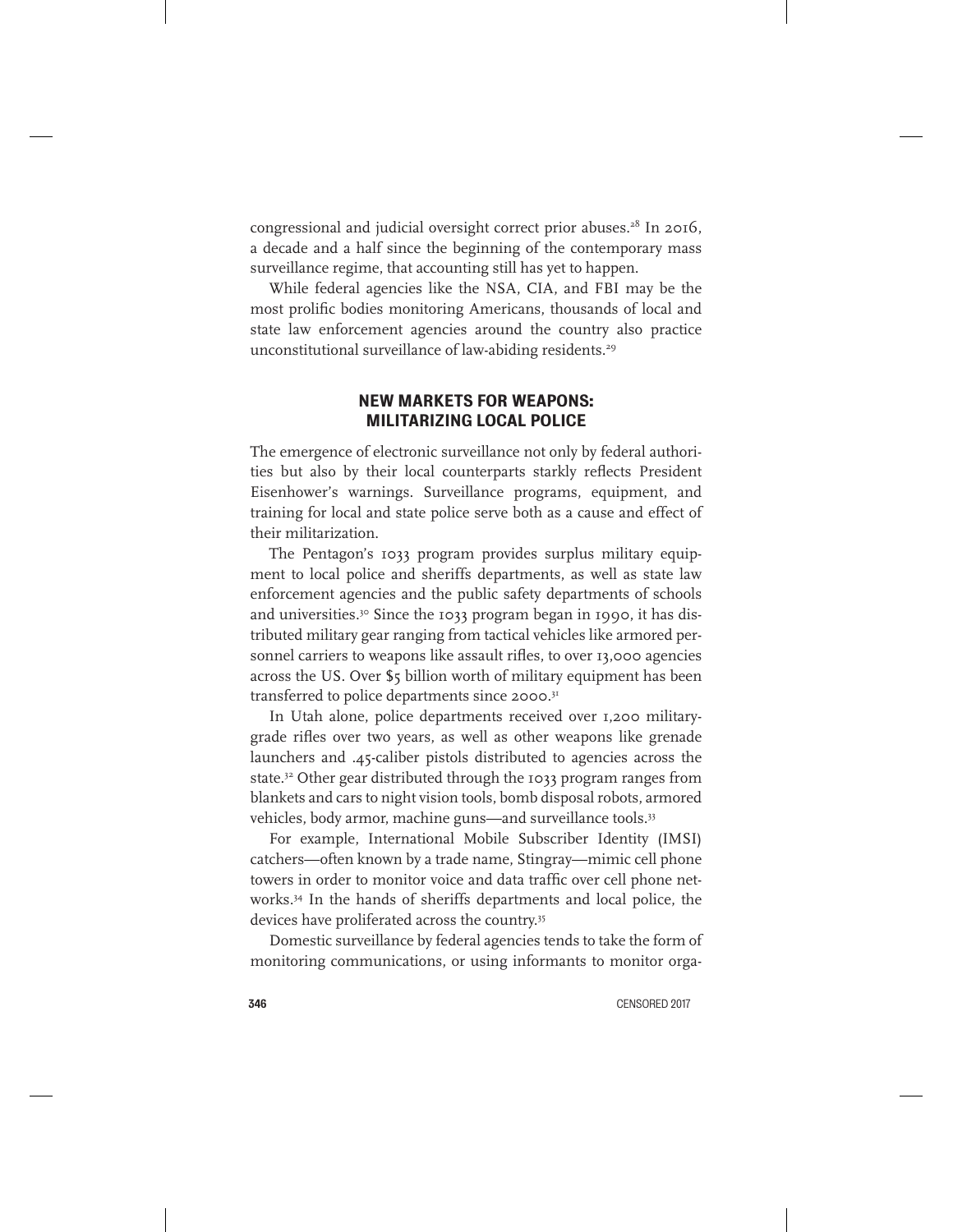congressional and judicial oversight correct prior abuses.[28] In 2016, a decade and a half since the beginning of the contemporary mass surveillance regime, that accounting still has yet to happen.

While federal agencies like the NSA, CIA, and FBI may be the most prolific bodies monitoring Americans, thousands of local and state law enforcement agencies around the country also practice unconstitutional surveillance of law-abiding residents.[29]

## NEW MARKETS FOR WEAPONS: MILITARIZING LOCAL POLICE

The emergence of electronic surveillance not only by federal authorities but also by their local counterparts starkly reflects President Eisenhower's warnings. Surveillance programs, equipment, and training for local and state police serve both as a cause and effect of their militarization.

The Pentagon's 1033 program provides surplus military equipment to local police and sheriffs departments, as well as state law enforcement agencies and the public safety departments of schools and universities.[30] Since the 1033 program began in 1990, it has distributed military gear ranging from tactical vehicles like armored personnel carriers to weapons like assault rifles, to over 13,000 agencies across the US. Over $5 billion worth of military equipment has been transferred to police departments since 2000.[31]

In Utah alone, police departments received over 1,200 military-grade rifles over two years, as well as other weapons like grenade launchers and .45-caliber pistols distributed to agencies across the state.[32] Other gear distributed through the 1033 program ranges from blankets and cars to night vision tools, bomb disposal robots, armored vehicles, body armor, machine guns—and surveillance tools.[33]

For example, International Mobile Subscriber Identity (IMSI) catchers—often known by a trade name, Stingray—mimic cell phone towers in order to monitor voice and data traffic over cell phone networks.[34] In the hands of sheriffs departments and local police, the devices have proliferated across the country.[35]

Domestic surveillance by federal agencies tends to take the form of monitoring communications, or using informants to monitor orga-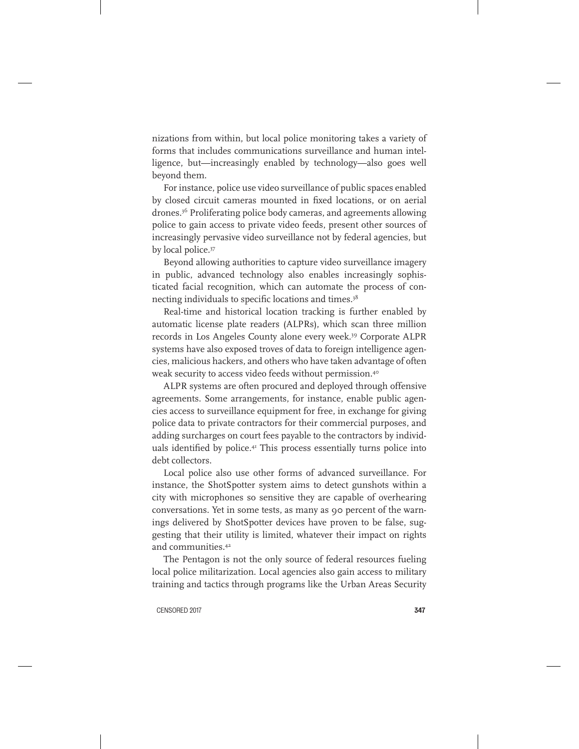nizations from within, but local police monitoring takes a variety of forms that includes communications surveillance and human intelligence, but—increasingly enabled by technology—also goes well beyond them.

For instance, police use video surveillance of public spaces enabled by closed circuit cameras mounted in fixed locations, or on aerial drones.[36] Proliferating police body cameras, and agreements allowing police to gain access to private video feeds, present other sources of increasingly pervasive video surveillance not by federal agencies, but by local police.[37]

Beyond allowing authorities to capture video surveillance imagery in public, advanced technology also enables increasingly sophisticated facial recognition, which can automate the process of connecting individuals to specific locations and times.[38]

Real-time and historical location tracking is further enabled by automatic license plate readers (ALPRs), which scan three million records in Los Angeles County alone every week.[39] Corporate ALPR systems have also exposed troves of data to foreign intelligence agencies, malicious hackers, and others who have taken advantage of often weak security to access video feeds without permission.[40]

ALPR systems are often procured and deployed through offensive agreements. Some arrangements, for instance, enable public agencies access to surveillance equipment for free, in exchange for giving police data to private contractors for their commercial purposes, and adding surcharges on court fees payable to the contractors by individuals identified by police.[41] This process essentially turns police into debt collectors.

Local police also use other forms of advanced surveillance. For instance, the ShotSpotter system aims to detect gunshots within a city with microphones so sensitive they are capable of overhearing conversations. Yet in some tests, as many as 90 percent of the warnings delivered by ShotSpotter devices have proven to be false, suggesting that their utility is limited, whatever their impact on rights and communities.[42]

The Pentagon is not the only source of federal resources fueling local police militarization. Local agencies also gain access to military training and tactics through programs like the Urban Areas Security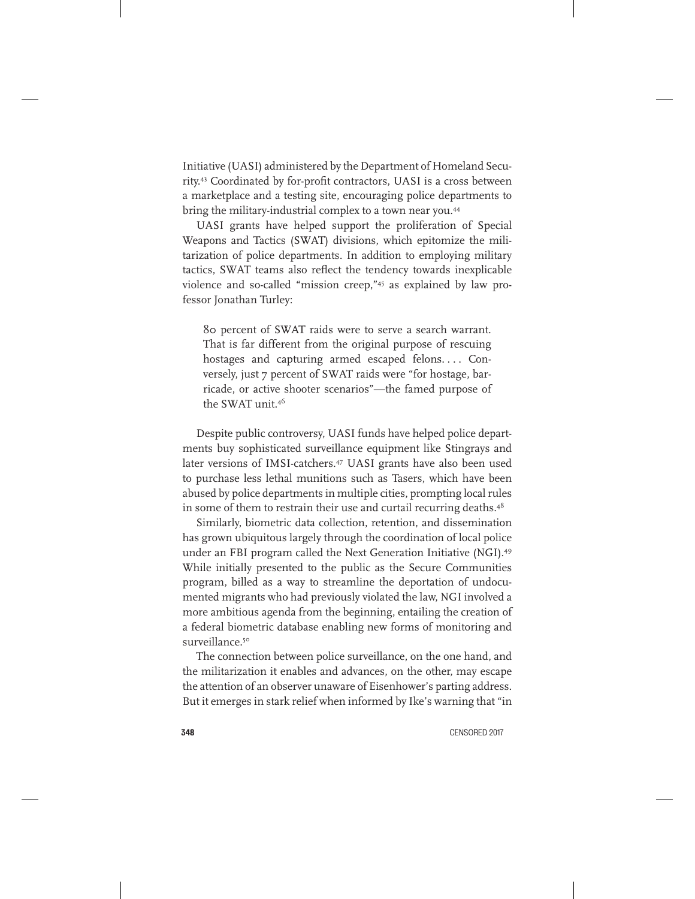Initiative (UASI) administered by the Department of Homeland Security.[43] Coordinated by for-profit contractors, UASI is a cross between a marketplace and a testing site, encouraging police departments to bring the military-industrial complex to a town near you.[44]

UASI grants have helped support the proliferation of Special Weapons and Tactics (SWAT) divisions, which epitomize the militarization of police departments. In addition to employing military tactics, SWAT teams also reflect the tendency towards inexplicable violence and so-called "mission creep,"[45] as explained by law professor Jonathan Turley:

> 80 percent of SWAT raids were to serve a search warrant. That is far different from the original purpose of rescuing hostages and capturing armed escaped felons. . . . Conversely, just 7 percent of SWAT raids were "for hostage, barricade, or active shooter scenarios"—the famed purpose of the SWAT unit.[46]

Despite public controversy, UASI funds have helped police departments buy sophisticated surveillance equipment like Stingrays and later versions of IMSI-catchers.[47] UASI grants have also been used to purchase less lethal munitions such as Tasers, which have been abused by police departments in multiple cities, prompting local rules in some of them to restrain their use and curtail recurring deaths.[48]

Similarly, biometric data collection, retention, and dissemination has grown ubiquitous largely through the coordination of local police under an FBI program called the Next Generation Initiative (NGI).[49] While initially presented to the public as the Secure Communities program, billed as a way to streamline the deportation of undocumented migrants who had previously violated the law, NGI involved a more ambitious agenda from the beginning, entailing the creation of a federal biometric database enabling new forms of monitoring and surveillance.[50]

The connection between police surveillance, on the one hand, and the militarization it enables and advances, on the other, may escape the attention of an observer unaware of Eisenhower's parting address. But it emerges in stark relief when informed by Ike's warning that "in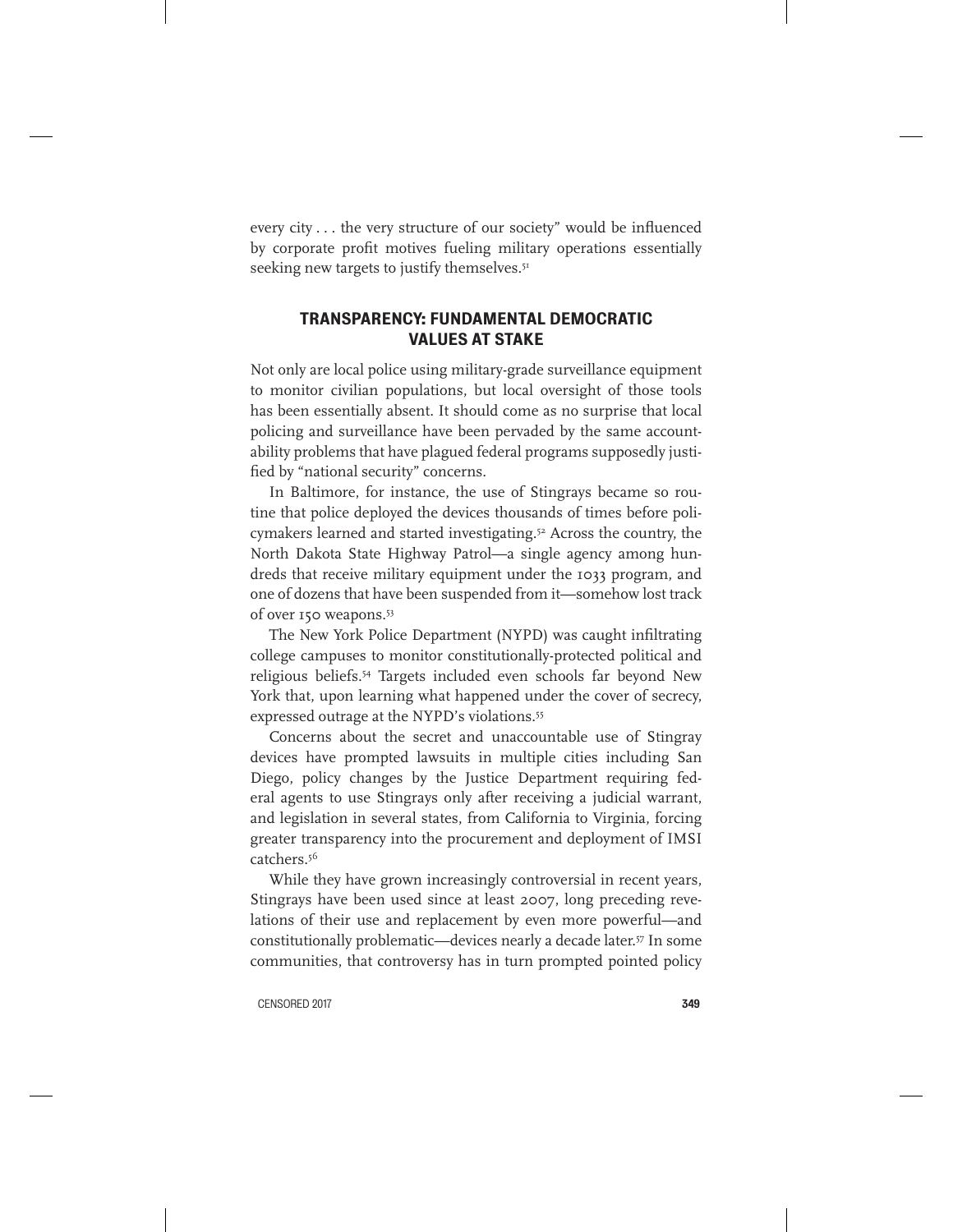every city . . . the very structure of our society" would be influenced by corporate profit motives fueling military operations essentially seeking new targets to justify themselves.[51]

## TRANSPARENCY: FUNDAMENTAL DEMOCRATIC VALUES AT STAKE

Not only are local police using military-grade surveillance equipment to monitor civilian populations, but local oversight of those tools has been essentially absent. It should come as no surprise that local policing and surveillance have been pervaded by the same accountability problems that have plagued federal programs supposedly justified by "national security" concerns.

In Baltimore, for instance, the use of Stingrays became so routine that police deployed the devices thousands of times before policymakers learned and started investigating.[52] Across the country, the North Dakota State Highway Patrol—a single agency among hundreds that receive military equipment under the 1033 program, and one of dozens that have been suspended from it—somehow lost track of over 150 weapons.[53]

The New York Police Department (NYPD) was caught infiltrating college campuses to monitor constitutionally-protected political and religious beliefs.[54] Targets included even schools far beyond New York that, upon learning what happened under the cover of secrecy, expressed outrage at the NYPD's violations.[55]

Concerns about the secret and unaccountable use of Stingray devices have prompted lawsuits in multiple cities including San Diego, policy changes by the Justice Department requiring federal agents to use Stingrays only after receiving a judicial warrant, and legislation in several states, from California to Virginia, forcing greater transparency into the procurement and deployment of IMSI catchers.[56]

While they have grown increasingly controversial in recent years, Stingrays have been used since at least 2007, long preceding revelations of their use and replacement by even more powerful—and constitutionally problematic—devices nearly a decade later.[57] In some communities, that controversy has in turn prompted pointed policy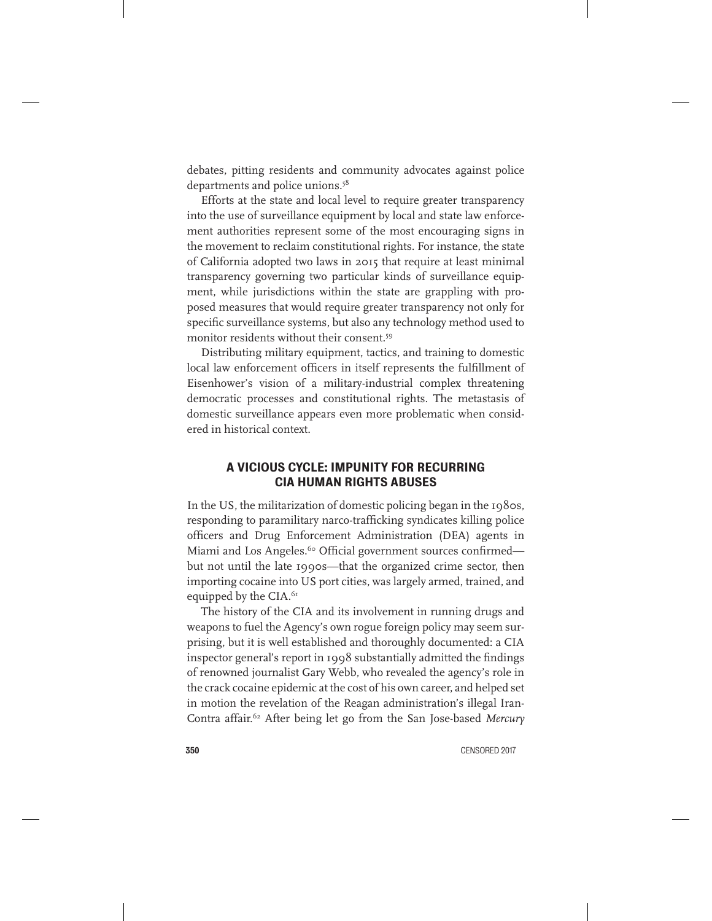debates, pitting residents and community advocates against police departments and police unions.[58]

Efforts at the state and local level to require greater transparency into the use of surveillance equipment by local and state law enforcement authorities represent some of the most encouraging signs in the movement to reclaim constitutional rights. For instance, the state of California adopted two laws in 2015 that require at least minimal transparency governing two particular kinds of surveillance equipment, while jurisdictions within the state are grappling with proposed measures that would require greater transparency not only for specific surveillance systems, but also any technology method used to monitor residents without their consent.[59]

Distributing military equipment, tactics, and training to domestic local law enforcement officers in itself represents the fulfillment of Eisenhower's vision of a military-industrial complex threatening democratic processes and constitutional rights. The metastasis of domestic surveillance appears even more problematic when considered in historical context.

## A VICIOUS CYCLE: IMPUNITY FOR RECURRING CIA HUMAN RIGHTS ABUSES

In the US, the militarization of domestic policing began in the 1980s, responding to paramilitary narco-trafficking syndicates killing police officers and Drug Enforcement Administration (DEA) agents in Miami and Los Angeles.[60] Official government sources confirmed—but not until the late 1990s—that the organized crime sector, then importing cocaine into US port cities, was largely armed, trained, and equipped by the CIA.[61]

The history of the CIA and its involvement in running drugs and weapons to fuel the Agency's own rogue foreign policy may seem surprising, but it is well established and thoroughly documented: a CIA inspector general's report in 1998 substantially admitted the findings of renowned journalist Gary Webb, who revealed the agency's role in the crack cocaine epidemic at the cost of his own career, and helped set in motion the revelation of the Reagan administration's illegal Iran-Contra affair.[62] After being let go from the San Jose-based *Mercury*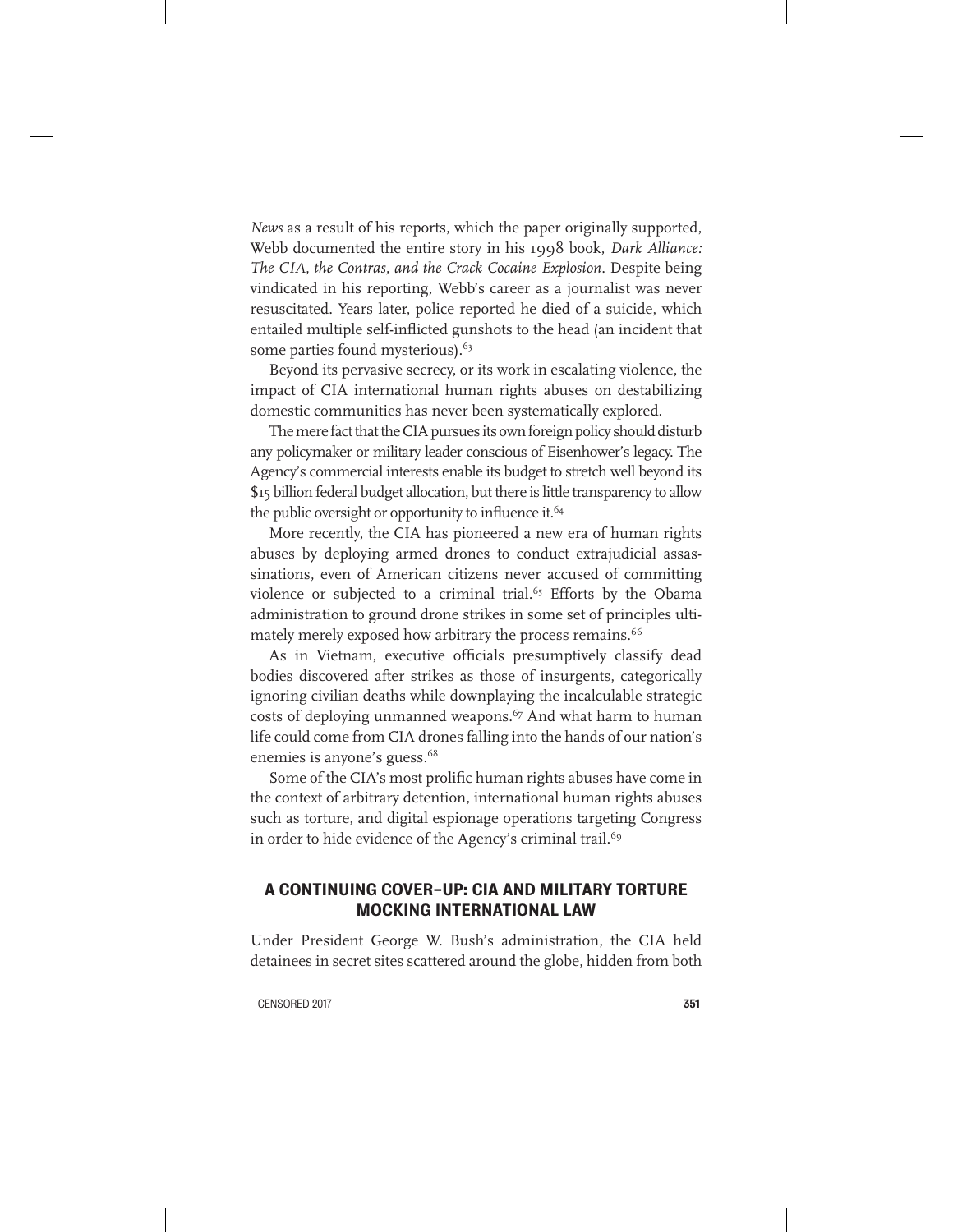*News* as a result of his reports, which the paper originally supported, Webb documented the entire story in his 1998 book, *Dark Alliance: The CIA, the Contras, and the Crack Cocaine Explosion*. Despite being vindicated in his reporting, Webb's career as a journalist was never resuscitated. Years later, police reported he died of a suicide, which entailed multiple self-inflicted gunshots to the head (an incident that some parties found mysterious).[63]

Beyond its pervasive secrecy, or its work in escalating violence, the impact of CIA international human rights abuses on destabilizing domestic communities has never been systematically explored.

The mere fact that the CIA pursues its own foreign policy should disturb any policymaker or military leader conscious of Eisenhower's legacy. The Agency's commercial interests enable its budget to stretch well beyond its $15 billion federal budget allocation, but there is little transparency to allow the public oversight or opportunity to influence it.[64]

More recently, the CIA has pioneered a new era of human rights abuses by deploying armed drones to conduct extrajudicial assassinations, even of American citizens never accused of committing violence or subjected to a criminal trial.[65] Efforts by the Obama administration to ground drone strikes in some set of principles ultimately merely exposed how arbitrary the process remains.[66]

As in Vietnam, executive officials presumptively classify dead bodies discovered after strikes as those of insurgents, categorically ignoring civilian deaths while downplaying the incalculable strategic costs of deploying unmanned weapons.[67] And what harm to human life could come from CIA drones falling into the hands of our nation's enemies is anyone's guess.[68]

Some of the CIA's most prolific human rights abuses have come in the context of arbitrary detention, international human rights abuses such as torture, and digital espionage operations targeting Congress in order to hide evidence of the Agency's criminal trail.[69]

## A CONTINUING COVER-UP: CIA AND MILITARY TORTURE MOCKING INTERNATIONAL LAW

Under President George W. Bush's administration, the CIA held detainees in secret sites scattered around the globe, hidden from both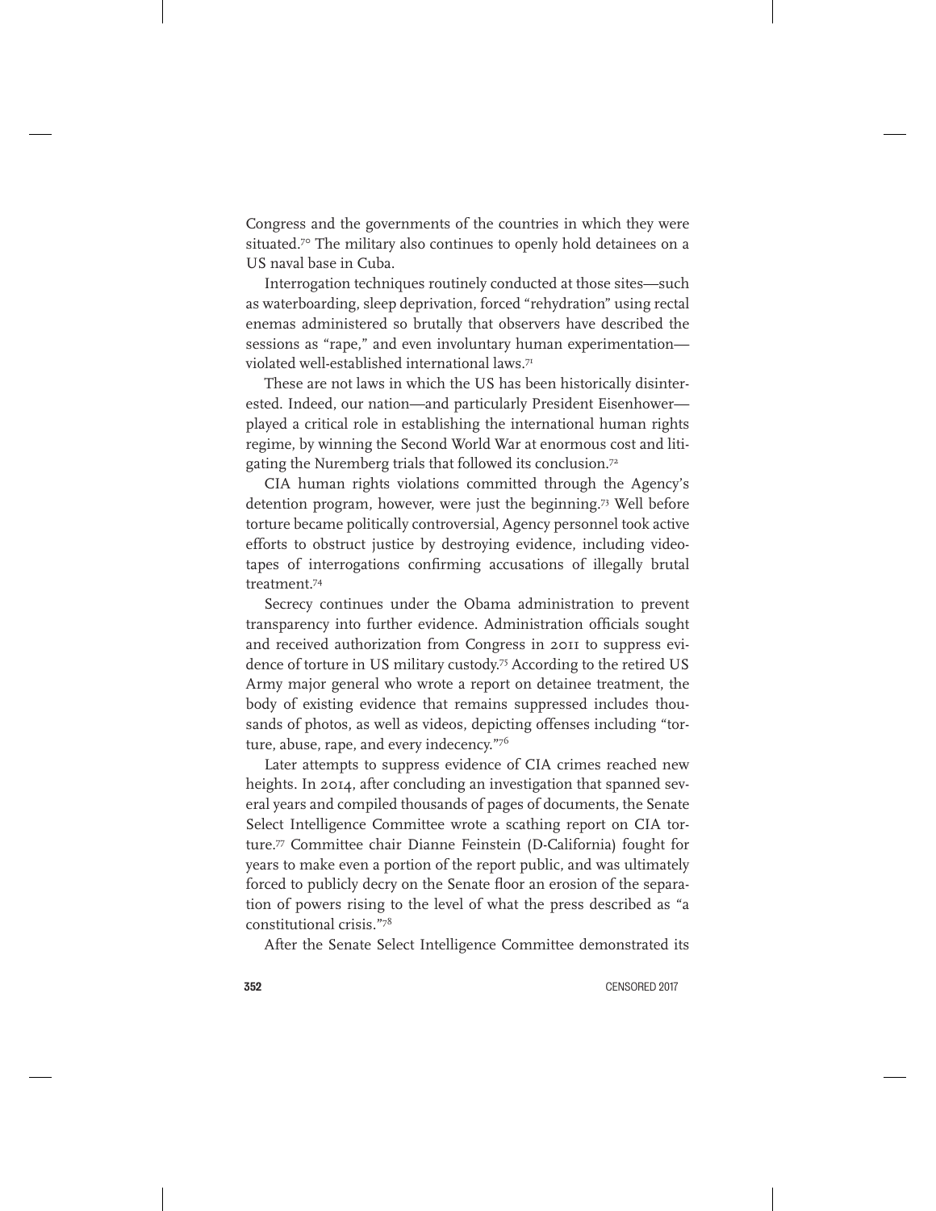Congress and the governments of the countries in which they were situated.[70] The military also continues to openly hold detainees on a US naval base in Cuba.

Interrogation techniques routinely conducted at those sites—such as waterboarding, sleep deprivation, forced "rehydration" using rectal enemas administered so brutally that observers have described the sessions as "rape," and even involuntary human experimentation—violated well-established international laws.[71]

These are not laws in which the US has been historically disinterested. Indeed, our nation—and particularly President Eisenhower—played a critical role in establishing the international human rights regime, by winning the Second World War at enormous cost and litigating the Nuremberg trials that followed its conclusion.[72]

CIA human rights violations committed through the Agency's detention program, however, were just the beginning.[73] Well before torture became politically controversial, Agency personnel took active efforts to obstruct justice by destroying evidence, including videotapes of interrogations confirming accusations of illegally brutal treatment.[74]

Secrecy continues under the Obama administration to prevent transparency into further evidence. Administration officials sought and received authorization from Congress in 2011 to suppress evidence of torture in US military custody.[75] According to the retired US Army major general who wrote a report on detainee treatment, the body of existing evidence that remains suppressed includes thousands of photos, as well as videos, depicting offenses including "torture, abuse, rape, and every indecency."[76]

Later attempts to suppress evidence of CIA crimes reached new heights. In 2014, after concluding an investigation that spanned several years and compiled thousands of pages of documents, the Senate Select Intelligence Committee wrote a scathing report on CIA torture.[77] Committee chair Dianne Feinstein (D-California) fought for years to make even a portion of the report public, and was ultimately forced to publicly decry on the Senate floor an erosion of the separation of powers rising to the level of what the press described as "a constitutional crisis."[78]

After the Senate Select Intelligence Committee demonstrated its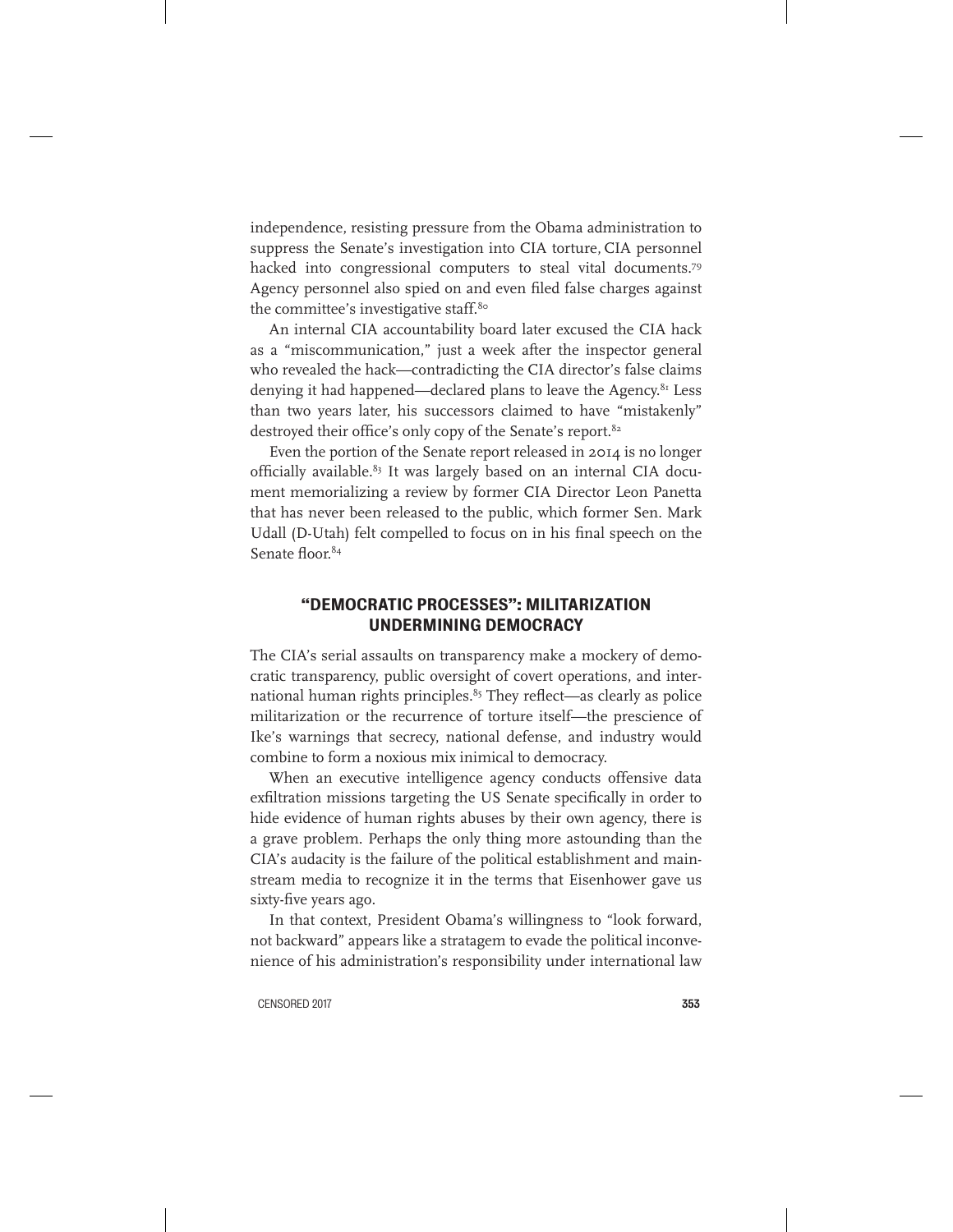independence, resisting pressure from the Obama administration to suppress the Senate's investigation into CIA torture, CIA personnel hacked into congressional computers to steal vital documents.[79] Agency personnel also spied on and even filed false charges against the committee's investigative staff.[80]

An internal CIA accountability board later excused the CIA hack as a "miscommunication," just a week after the inspector general who revealed the hack—contradicting the CIA director's false claims denying it had happened—declared plans to leave the Agency.[81] Less than two years later, his successors claimed to have "mistakenly" destroyed their office's only copy of the Senate's report.[82]

Even the portion of the Senate report released in 2014 is no longer officially available.[83] It was largely based on an internal CIA document memorializing a review by former CIA Director Leon Panetta that has never been released to the public, which former Sen. Mark Udall (D-Utah) felt compelled to focus on in his final speech on the Senate floor.[84]

## "DEMOCRATIC PROCESSES": MILITARIZATION UNDERMINING DEMOCRACY

The CIA's serial assaults on transparency make a mockery of democratic transparency, public oversight of covert operations, and international human rights principles.[85] They reflect—as clearly as police militarization or the recurrence of torture itself—the prescience of Ike's warnings that secrecy, national defense, and industry would combine to form a noxious mix inimical to democracy.

When an executive intelligence agency conducts offensive data exfiltration missions targeting the US Senate specifically in order to hide evidence of human rights abuses by their own agency, there is a grave problem. Perhaps the only thing more astounding than the CIA's audacity is the failure of the political establishment and mainstream media to recognize it in the terms that Eisenhower gave us sixty-five years ago.

In that context, President Obama's willingness to "look forward, not backward" appears like a stratagem to evade the political inconvenience of his administration's responsibility under international law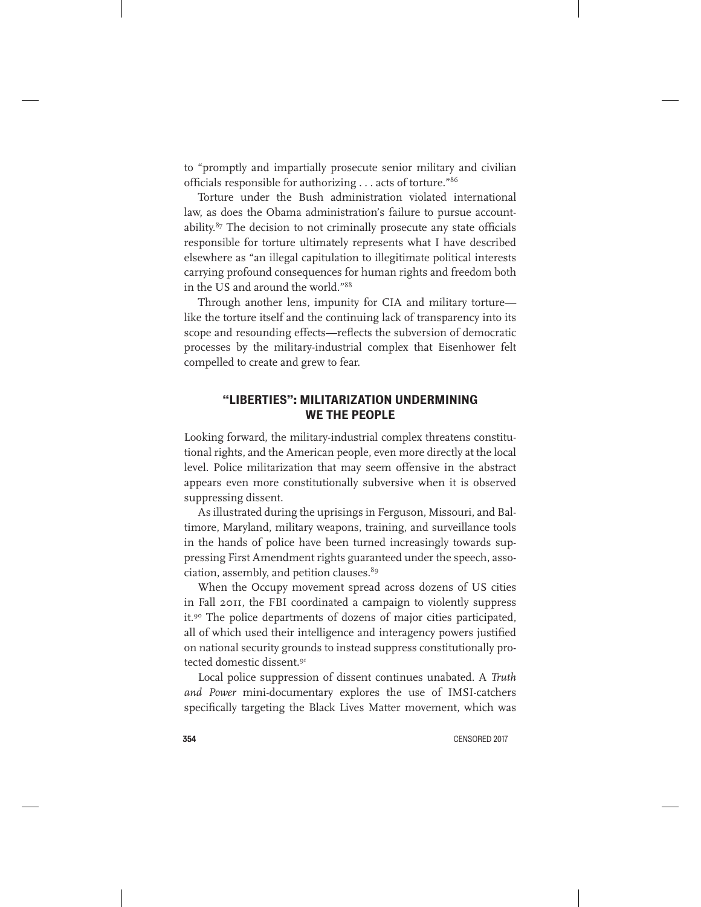to "promptly and impartially prosecute senior military and civilian officials responsible for authorizing . . . acts of torture."[86]

Torture under the Bush administration violated international law, as does the Obama administration's failure to pursue accountability.[87] The decision to not criminally prosecute any state officials responsible for torture ultimately represents what I have described elsewhere as "an illegal capitulation to illegitimate political interests carrying profound consequences for human rights and freedom both in the US and around the world."[88]

Through another lens, impunity for CIA and military torture—like the torture itself and the continuing lack of transparency into its scope and resounding effects—reflects the subversion of democratic processes by the military-industrial complex that Eisenhower felt compelled to create and grew to fear.

## "LIBERTIES": MILITARIZATION UNDERMINING WE THE PEOPLE

Looking forward, the military-industrial complex threatens constitutional rights, and the American people, even more directly at the local level. Police militarization that may seem offensive in the abstract appears even more constitutionally subversive when it is observed suppressing dissent.

As illustrated during the uprisings in Ferguson, Missouri, and Baltimore, Maryland, military weapons, training, and surveillance tools in the hands of police have been turned increasingly towards suppressing First Amendment rights guaranteed under the speech, association, assembly, and petition clauses.[89]

When the Occupy movement spread across dozens of US cities in Fall 2011, the FBI coordinated a campaign to violently suppress it.[90] The police departments of dozens of major cities participated, all of which used their intelligence and interagency powers justified on national security grounds to instead suppress constitutionally protected domestic dissent.[91]

Local police suppression of dissent continues unabated. A *Truth and Power* mini-documentary explores the use of IMSI-catchers specifically targeting the Black Lives Matter movement, which was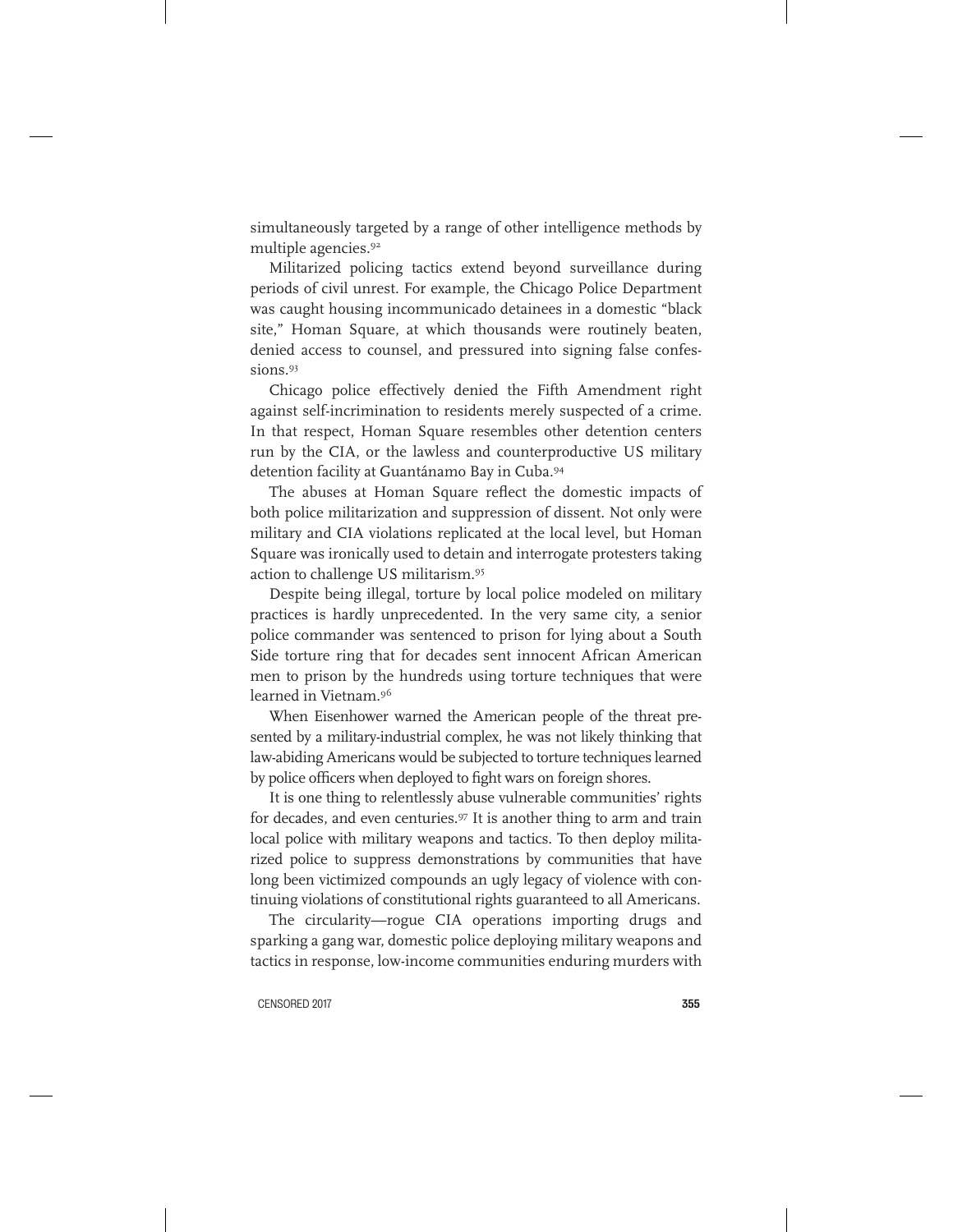simultaneously targeted by a range of other intelligence methods by multiple agencies.[92]

Militarized policing tactics extend beyond surveillance during periods of civil unrest. For example, the Chicago Police Department was caught housing incommunicado detainees in a domestic "black site," Homan Square, at which thousands were routinely beaten, denied access to counsel, and pressured into signing false confessions.[93]

Chicago police effectively denied the Fifth Amendment right against self-incrimination to residents merely suspected of a crime. In that respect, Homan Square resembles other detention centers run by the CIA, or the lawless and counterproductive US military detention facility at Guantánamo Bay in Cuba.[94]

The abuses at Homan Square reflect the domestic impacts of both police militarization and suppression of dissent. Not only were military and CIA violations replicated at the local level, but Homan Square was ironically used to detain and interrogate protesters taking action to challenge US militarism.[95]

Despite being illegal, torture by local police modeled on military practices is hardly unprecedented. In the very same city, a senior police commander was sentenced to prison for lying about a South Side torture ring that for decades sent innocent African American men to prison by the hundreds using torture techniques that were learned in Vietnam.[96]

When Eisenhower warned the American people of the threat presented by a military-industrial complex, he was not likely thinking that law-abiding Americans would be subjected to torture techniques learned by police officers when deployed to fight wars on foreign shores.

It is one thing to relentlessly abuse vulnerable communities' rights for decades, and even centuries.[97] It is another thing to arm and train local police with military weapons and tactics. To then deploy militarized police to suppress demonstrations by communities that have long been victimized compounds an ugly legacy of violence with continuing violations of constitutional rights guaranteed to all Americans.

The circularity—rogue CIA operations importing drugs and sparking a gang war, domestic police deploying military weapons and tactics in response, low-income communities enduring murders with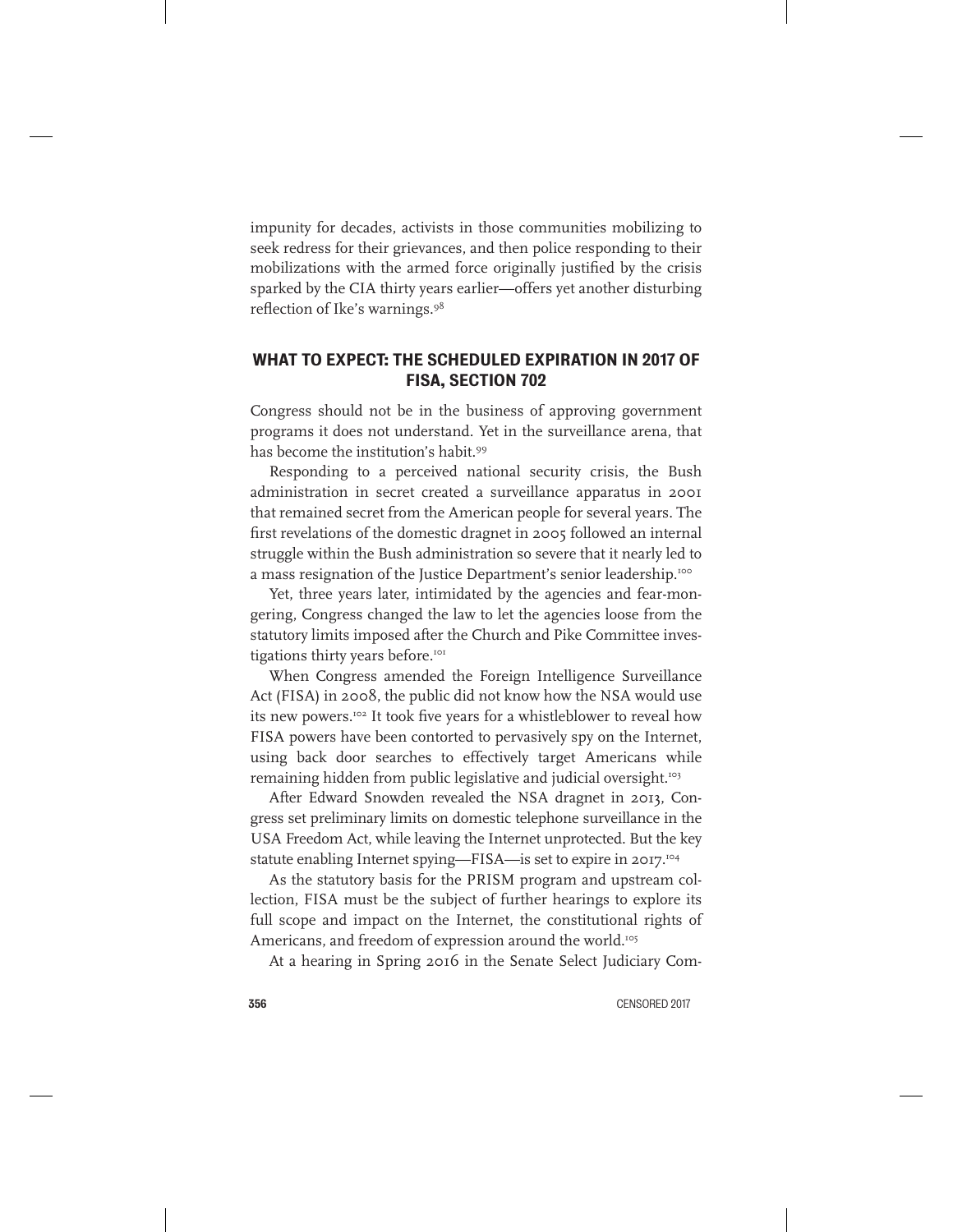impunity for decades, activists in those communities mobilizing to seek redress for their grievances, and then police responding to their mobilizations with the armed force originally justified by the crisis sparked by the CIA thirty years earlier—offers yet another disturbing reflection of Ike's warnings.[98]

## WHAT TO EXPECT: THE SCHEDULED EXPIRATION IN 2017 OF FISA, SECTION 702

Congress should not be in the business of approving government programs it does not understand. Yet in the surveillance arena, that has become the institution's habit.[99]

Responding to a perceived national security crisis, the Bush administration in secret created a surveillance apparatus in 2001 that remained secret from the American people for several years. The first revelations of the domestic dragnet in 2005 followed an internal struggle within the Bush administration so severe that it nearly led to a mass resignation of the Justice Department's senior leadership.[100]

Yet, three years later, intimidated by the agencies and fear-mongering, Congress changed the law to let the agencies loose from the statutory limits imposed after the Church and Pike Committee investigations thirty years before.[101]

When Congress amended the Foreign Intelligence Surveillance Act (FISA) in 2008, the public did not know how the NSA would use its new powers.[102] It took five years for a whistleblower to reveal how FISA powers have been contorted to pervasively spy on the Internet, using back door searches to effectively target Americans while remaining hidden from public legislative and judicial oversight.[103]

After Edward Snowden revealed the NSA dragnet in 2013, Congress set preliminary limits on domestic telephone surveillance in the USA Freedom Act, while leaving the Internet unprotected. But the key statute enabling Internet spying—FISA—is set to expire in 2017.[104]

As the statutory basis for the PRISM program and upstream collection, FISA must be the subject of further hearings to explore its full scope and impact on the Internet, the constitutional rights of Americans, and freedom of expression around the world.[105]

At a hearing in Spring 2016 in the Senate Select Judiciary Com-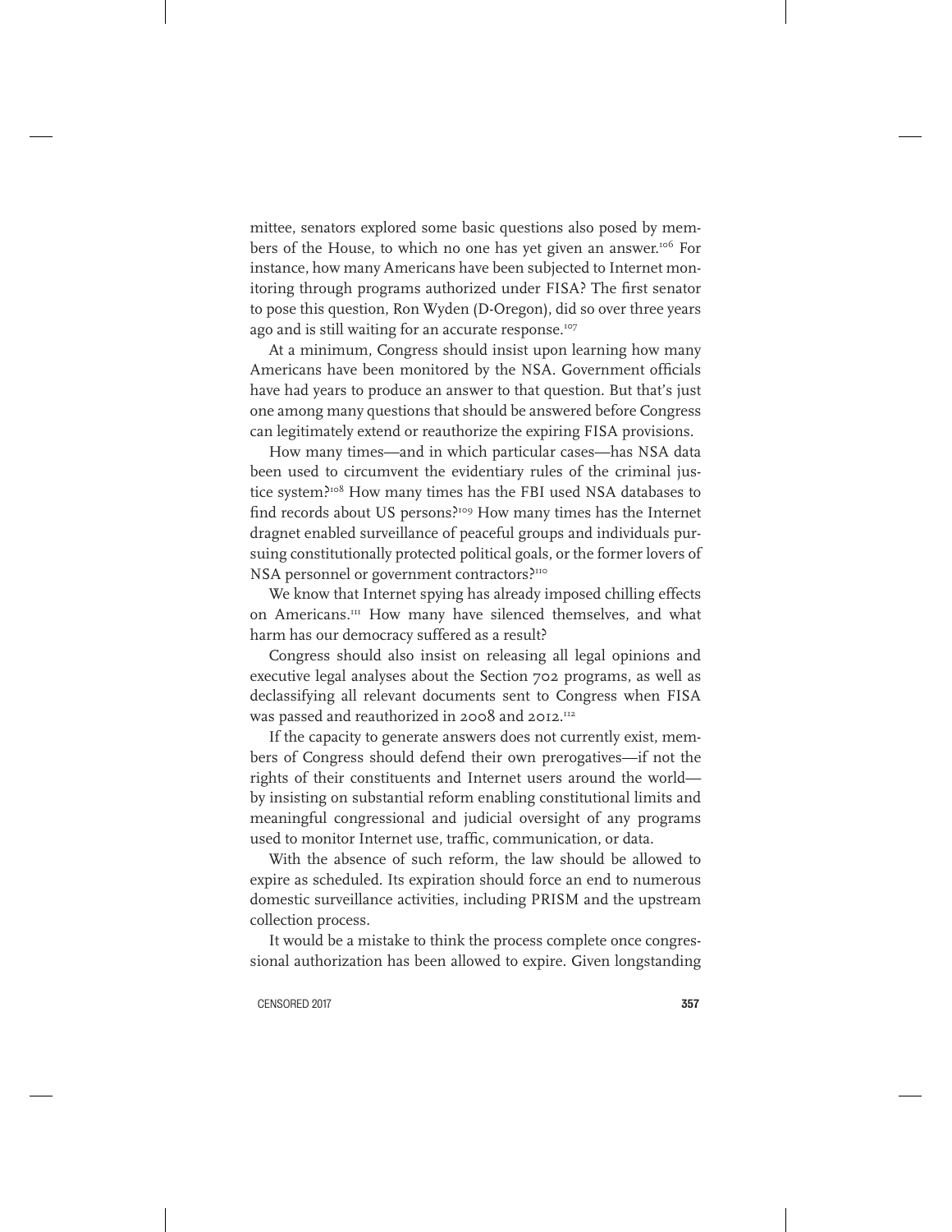mittee, senators explored some basic questions also posed by members of the House, to which no one has yet given an answer.[106] For instance, how many Americans have been subjected to Internet monitoring through programs authorized under FISA? The first senator to pose this question, Ron Wyden (D-Oregon), did so over three years ago and is still waiting for an accurate response.[107]

At a minimum, Congress should insist upon learning how many Americans have been monitored by the NSA. Government officials have had years to produce an answer to that question. But that's just one among many questions that should be answered before Congress can legitimately extend or reauthorize the expiring FISA provisions.

How many times—and in which particular cases—has NSA data been used to circumvent the evidentiary rules of the criminal justice system?[108] How many times has the FBI used NSA databases to find records about US persons?[109] How many times has the Internet dragnet enabled surveillance of peaceful groups and individuals pursuing constitutionally protected political goals, or the former lovers of NSA personnel or government contractors?[110]

We know that Internet spying has already imposed chilling effects on Americans.[111] How many have silenced themselves, and what harm has our democracy suffered as a result?

Congress should also insist on releasing all legal opinions and executive legal analyses about the Section 702 programs, as well as declassifying all relevant documents sent to Congress when FISA was passed and reauthorized in 2008 and 2012.[112]

If the capacity to generate answers does not currently exist, members of Congress should defend their own prerogatives—if not the rights of their constituents and Internet users around the world—by insisting on substantial reform enabling constitutional limits and meaningful congressional and judicial oversight of any programs used to monitor Internet use, traffic, communication, or data.

With the absence of such reform, the law should be allowed to expire as scheduled. Its expiration should force an end to numerous domestic surveillance activities, including PRISM and the upstream collection process.

It would be a mistake to think the process complete once congressional authorization has been allowed to expire. Given longstanding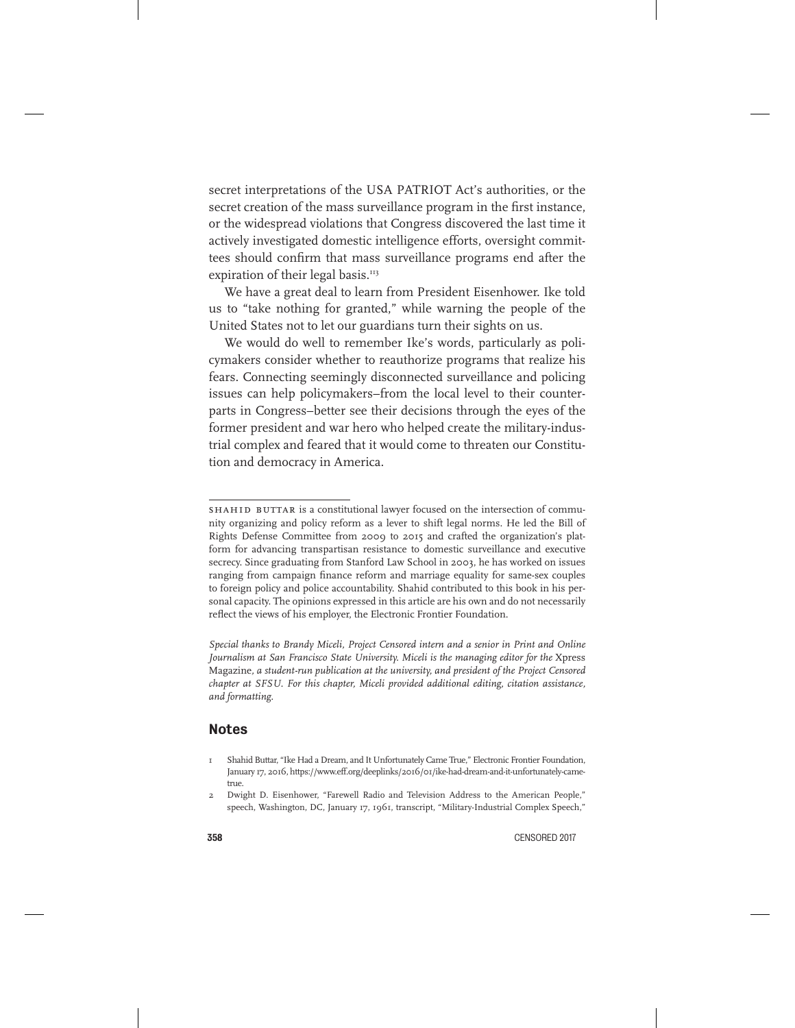secret interpretations of the USA PATRIOT Act's authorities, or the secret creation of the mass surveillance program in the first instance, or the widespread violations that Congress discovered the last time it actively investigated domestic intelligence efforts, oversight committees should confirm that mass surveillance programs end after the expiration of their legal basis.[113]

We have a great deal to learn from President Eisenhower. Ike told us to "take nothing for granted," while warning the people of the United States not to let our guardians turn their sights on us.

We would do well to remember Ike's words, particularly as policymakers consider whether to reauthorize programs that realize his fears. Connecting seemingly disconnected surveillance and policing issues can help policymakers–from the local level to their counterparts in Congress–better see their decisions through the eyes of the former president and war hero who helped create the military-industrial complex and feared that it would come to threaten our Constitution and democracy in America.

---

SHAHID BUTTAR is a constitutional lawyer focused on the intersection of community organizing and policy reform as a lever to shift legal norms. He led the Bill of Rights Defense Committee from 2009 to 2015 and crafted the organization's platform for advancing transpartisan resistance to domestic surveillance and executive secrecy. Since graduating from Stanford Law School in 2003, he has worked on issues ranging from campaign finance reform and marriage equality for same-sex couples to foreign policy and police accountability. Shahid contributed to this book in his personal capacity. The opinions expressed in this article are his own and do not necessarily reflect the views of his employer, the Electronic Frontier Foundation.

*Special thanks to Brandy Miceli, Project Censored intern and a senior in Print and Online Journalism at San Francisco State University. Miceli is the managing editor for the* Xpress Magazine, *a student-run publication at the university, and president of the Project Censored chapter at SFSU. For this chapter, Miceli provided additional editing, citation assistance, and formatting.*

## Notes

1. Shahid Buttar, "Ike Had a Dream, and It Unfortunately Came True," Electronic Frontier Foundation, January 17, 2016, https://www.eff.org/deeplinks/2016/01/ike-had-dream-and-it-unfortunately-came-true.
2. Dwight D. Eisenhower, "Farewell Radio and Television Address to the American People," speech, Washington, DC, January 17, 1961, transcript, "Military-Industrial Complex Speech,"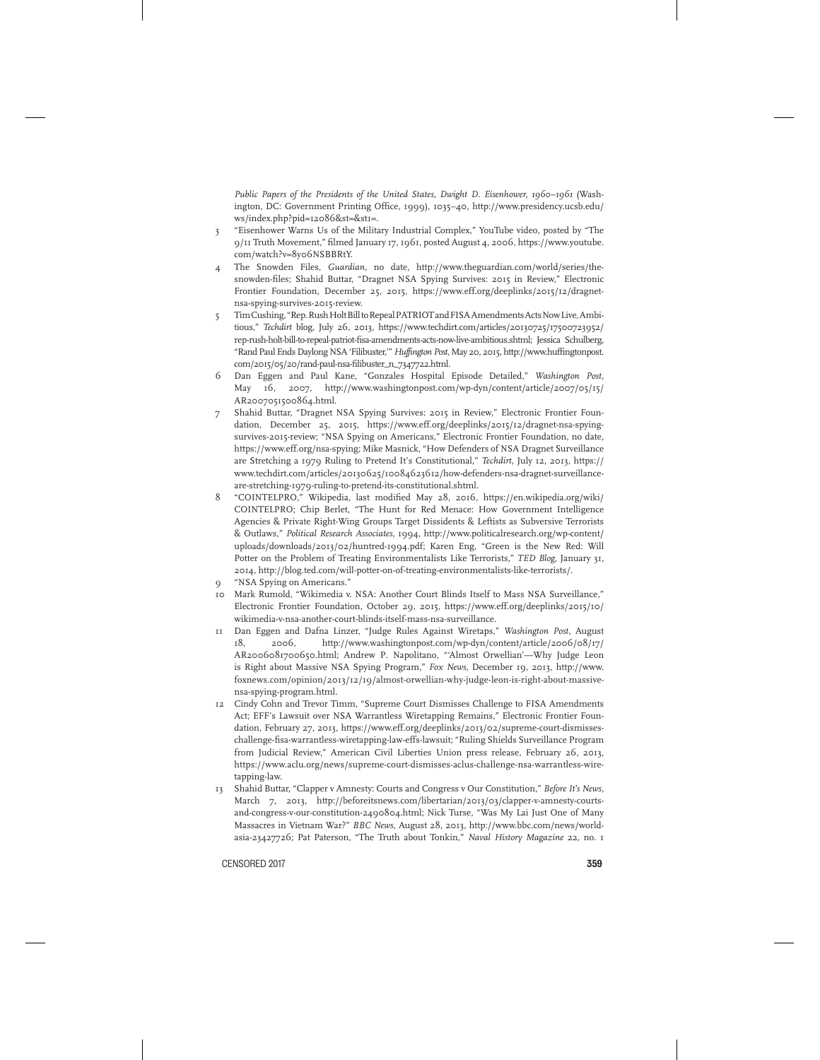*Public Papers of the Presidents of the United States, Dwight D. Eisenhower, 1960–1961* (Washington, DC: Government Printing Office, 1999), 1035–40, http://www.presidency.ucsb.edu/ws/index.php?pid=12086&st=&st1=.

3 "Eisenhower Warns Us of the Military Industrial Complex," YouTube video, posted by "The 9/11 Truth Movement," filmed January 17, 1961, posted August 4, 2006, https://www.youtube.com/watch?v=8y06NSBBRtY.

4 The Snowden Files, *Guardian*, no date, http://www.theguardian.com/world/series/the-snowden-files; Shahid Buttar, "Dragnet NSA Spying Survives: 2015 in Review," Electronic Frontier Foundation, December 25, 2015, https://www.eff.org/deeplinks/2015/12/dragnet-nsa-spying-survives-2015-review.

5 Tim Cushing, "Rep. Rush Holt Bill to Repeal PATRIOT and FISA Amendments Acts Now Live, Ambitious," *Techdirt* blog, July 26, 2013, https://www.techdirt.com/articles/20130725/17500723952/rep-rush-holt-bill-to-repeal-patriot-fisa-amendments-acts-now-live-ambitious.shtml; Jessica Schulberg, "Rand Paul Ends Daylong NSA 'Filibuster,'" *Huffington Post*, May 20, 2015, http://www.huffingtonpost.com/2015/05/20/rand-paul-nsa-filibuster_n_7347722.html.

6 Dan Eggen and Paul Kane, "Gonzales Hospital Episode Detailed," *Washington Post*, May 16, 2007, http://www.washingtonpost.com/wp-dyn/content/article/2007/05/15/AR2007051500864.html.

7 Shahid Buttar, "Dragnet NSA Spying Survives: 2015 in Review," Electronic Frontier Foundation, December 25, 2015, https://www.eff.org/deeplinks/2015/12/dragnet-nsa-spying-survives-2015-review; "NSA Spying on Americans," Electronic Frontier Foundation, no date, https://www.eff.org/nsa-spying; Mike Masnick, "How Defenders of NSA Dragnet Surveillance are Stretching a 1979 Ruling to Pretend It's Constitutional," *Techdirt*, July 12, 2013, https://www.techdirt.com/articles/20130625/10084623612/how-defenders-nsa-dragnet-surveillance-are-stretching-1979-ruling-to-pretend-its-constitutional.shtml.

8 "COINTELPRO," Wikipedia, last modified May 28, 2016, https://en.wikipedia.org/wiki/COINTELPRO; Chip Berlet, "The Hunt for Red Menace: How Government Intelligence Agencies & Private Right-Wing Groups Target Dissidents & Leftists as Subversive Terrorists & Outlaws," *Political Research Associates*, 1994, http://www.politicalresearch.org/wp-content/uploads/downloads/2013/02/huntred-1994.pdf; Karen Eng, "Green is the New Red: Will Potter on the Problem of Treating Environmentalists Like Terrorists," *TED Blog*, January 31, 2014, http://blog.ted.com/will-potter-on-of-treating-environmentalists-like-terrorists/.

9 "NSA Spying on Americans."

10 Mark Rumold, "Wikimedia v. NSA: Another Court Blinds Itself to Mass NSA Surveillance," Electronic Frontier Foundation, October 29, 2015, https://www.eff.org/deeplinks/2015/10/wikimedia-v-nsa-another-court-blinds-itself-mass-nsa-surveillance.

11 Dan Eggen and Dafna Linzer, "Judge Rules Against Wiretaps," *Washington Post*, August 18, 2006, http://www.washingtonpost.com/wp-dyn/content/article/2006/08/17/AR2006081700650.html; Andrew P. Napolitano, "'Almost Orwellian'—Why Judge Leon is Right about Massive NSA Spying Program," *Fox News*, December 19, 2013, http://www.foxnews.com/opinion/2013/12/19/almost-orwellian-why-judge-leon-is-right-about-massive-nsa-spying-program.html.

12 Cindy Cohn and Trevor Timm, "Supreme Court Dismisses Challenge to FISA Amendments Act; EFF's Lawsuit over NSA Warrantless Wiretapping Remains," Electronic Frontier Foundation, February 27, 2013, https://www.eff.org/deeplinks/2013/02/supreme-court-dismisses-challenge-fisa-warrantless-wiretapping-law-effs-lawsuit; "Ruling Shields Surveillance Program from Judicial Review," American Civil Liberties Union press release, February 26, 2013, https://www.aclu.org/news/supreme-court-dismisses-aclus-challenge-nsa-warrantless-wiretapping-law.

13 Shahid Buttar, "Clapper v Amnesty: Courts and Congress v Our Constitution," *Before It's News*, March 7, 2013, http://beforeitsnews.com/libertarian/2013/03/clapper-v-amnesty-courts-and-congress-v-our-constitution-2490804.html; Nick Turse, "Was My Lai Just One of Many Massacres in Vietnam War?" *BBC News*, August 28, 2013, http://www.bbc.com/news/world-asia-23427726; Pat Paterson, "The Truth about Tonkin," *Naval History Magazine* 22, no. 1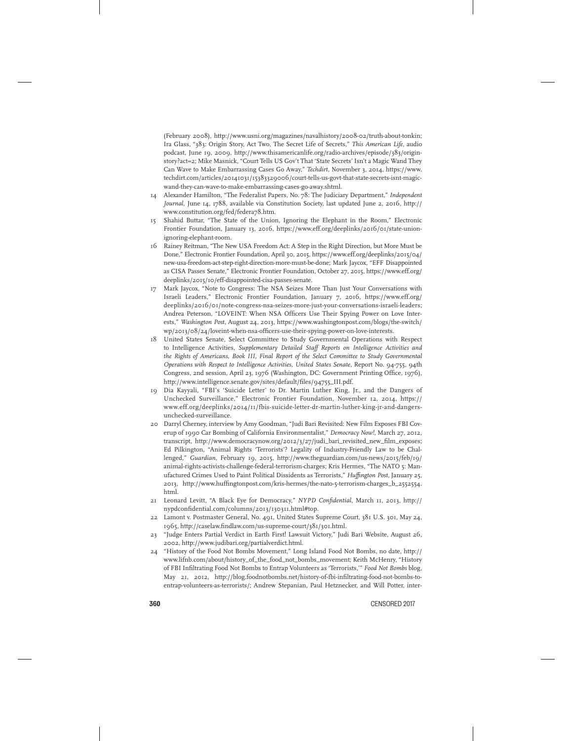(February 2008), http://www.usni.org/magazines/navalhistory/2008-02/truth-about-tonkin; Ira Glass, "383: Origin Story, Act Two, The Secret Life of Secrets," *This American Life*, audio podcast, June 19, 2009, http://www.thisamericanlife.org/radio-archives/episode/383/origin-story?act=2; Mike Masnick, "Court Tells US Gov't That 'State Secrets' Isn't a Magic Wand They Can Wave to Make Embarrassing Cases Go Away," *Techdirt*, November 3, 2014, https://www.techdirt.com/articles/20141031/15383329006/court-tells-us-govt-that-state-secrets-isnt-magic-wand-they-can-wave-to-make-embarrassing-cases-go-away.shtml.

14 Alexander Hamilton, "The Federalist Papers, No. 78: The Judiciary Department," *Independent Journal*, June 14, 1788, available via Constitution Society, last updated June 2, 2016, http://www.constitution.org/fed/federa78.htm.

15 Shahid Buttar, "The State of the Union, Ignoring the Elephant in the Room," Electronic Frontier Foundation, January 13, 2016, https://www.eff.org/deeplinks/2016/01/state-union-ignoring-elephant-room.

16 Rainey Reitman, "The New USA Freedom Act: A Step in the Right Direction, but More Must be Done," Electronic Frontier Foundation, April 30, 2015, https://www.eff.org/deeplinks/2015/04/new-usa-freedom-act-step-right-direction-more-must-be-done; Mark Jaycox, "EFF Disappointed as CISA Passes Senate," Electronic Frontier Foundation, October 27, 2015, https://www.eff.org/deeplinks/2015/10/eff-disappointed-cisa-passes-senate.

17 Mark Jaycox, "Note to Congress: The NSA Seizes More Than Just Your Conversations with Israeli Leaders," Electronic Frontier Foundation, January 7, 2016, https://www.eff.org/deeplinks/2016/01/note-congress-nsa-seizes-more-just-your-conversations-israeli-leaders; Andrea Peterson, "LOVEINT: When NSA Officers Use Their Spying Power on Love Interests," *Washington Post*, August 24, 2013, https://www.washingtonpost.com/blogs/the-switch/wp/2013/08/24/loveint-when-nsa-officers-use-their-spying-power-on-love-interests.

18 United States Senate, Select Committee to Study Governmental Operations with Respect to Intelligence Activities, *Supplementary Detailed Staff Reports on Intelligence Activities and the Rights of Americans, Book III, Final Report of the Select Committee to Study Governmental Operations with Respect to Intelligence Activities, United States Senate*, Report No. 94-755, 94th Congress, 2nd session, April 23, 1976 (Washington, DC: Government Printing Office, 1976), http://www.intelligence.senate.gov/sites/default/files/94755_III.pdf.

19 Dia Kayyali, "FBI's 'Suicide Letter' to Dr. Martin Luther King, Jr., and the Dangers of Unchecked Surveillance," Electronic Frontier Foundation, November 12, 2014, https://www.eff.org/deeplinks/2014/11/fbis-suicide-letter-dr-martin-luther-king-jr-and-dangers-unchecked-surveillance.

20 Darryl Cherney, interview by Amy Goodman, "Judi Bari Revisited: New Film Exposes FBI Coverup of 1990 Car Bombing of California Environmentalist," *Democracy Now!*, March 27, 2012, transcript, http://www.democracynow.org/2012/3/27/judi_bari_revisited_new_film_exposes; Ed Pilkington, "Animal Rights 'Terrorists'? Legality of Industry-Friendly Law to be Challenged," *Guardian*, February 19, 2015, http://www.theguardian.com/us-news/2015/feb/19/animal-rights-activists-challenge-federal-terrorism-charges; Kris Hermes, "The NATO 5: Manufactured Crimes Used to Paint Political Dissidents as Terrorists," *Huffington Post*, January 25, 2013, http://www.huffingtonpost.com/kris-hermes/the-nato-5-terrorism-charges_b_2552554.html.

21 Leonard Levitt, "A Black Eye for Democracy," *NYPD Confidential*, March 11, 2013, http://nypdconfidential.com/columns/2013/130311.html#top.

22 Lamont v. Postmaster General, No. 491, United States Supreme Court, 381 U.S. 301, May 24, 1965, http://caselaw.findlaw.com/us-supreme-court/381/301.html.

23 "Judge Enters Partial Verdict in Earth First! Lawsuit Victory," Judi Bari Website, August 26, 2002, http://www.judibari.org/partialverdict.html.

24 "History of the Food Not Bombs Movement," Long Island Food Not Bombs, no date, http://www.lifnb.com/about/history_of_the_food_not_bombs_movement; Keith McHenry, "History of FBI Infiltrating Food Not Bombs to Entrap Volunteers as 'Terrorists,'" *Food Not Bombs* blog, May 21, 2012, http://blog.foodnotbombs.net/history-of-fbi-infiltrating-food-not-bombs-to-entrap-volunteers-as-terrorists/; Andrew Stepanian, Paul Hetznecker, and Will Potter, inter-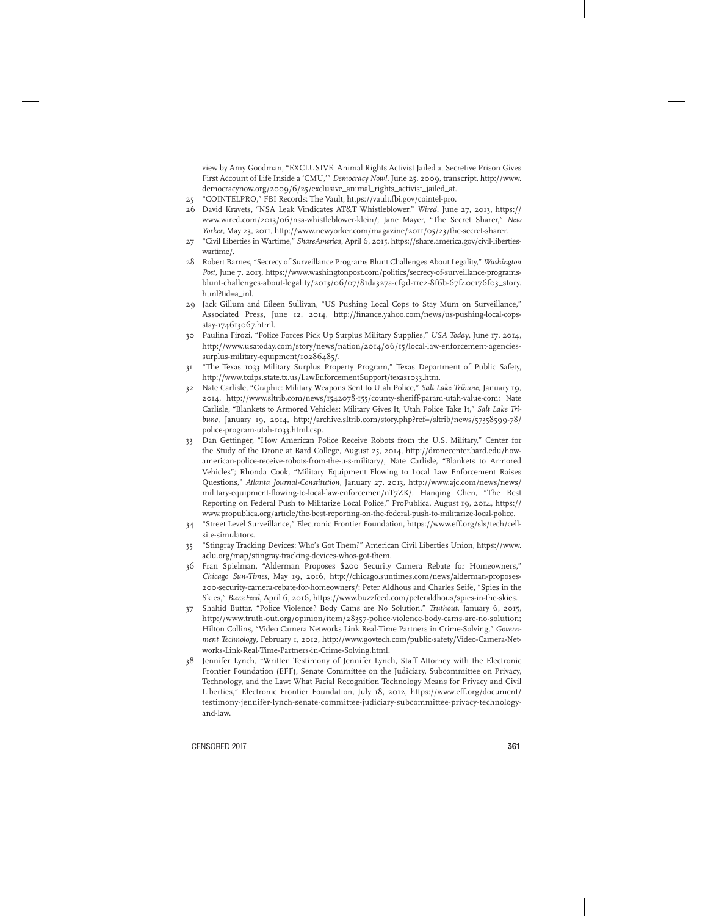view by Amy Goodman, "EXCLUSIVE: Animal Rights Activist Jailed at Secretive Prison Gives First Account of Life Inside a 'CMU,'" *Democracy Now!*, June 25, 2009, transcript, http://www.democracynow.org/2009/6/25/exclusive_animal_rights_activist_jailed_at.

25 "COINTELPRO," FBI Records: The Vault, https://vault.fbi.gov/cointel-pro.

26 David Kravets, "NSA Leak Vindicates AT&T Whistleblower," *Wired*, June 27, 2013, https://www.wired.com/2013/06/nsa-whistleblower-klein/; Jane Mayer, "The Secret Sharer," *New Yorker*, May 23, 2011, http://www.newyorker.com/magazine/2011/05/23/the-secret-sharer.

27 "Civil Liberties in Wartime," *ShareAmerica*, April 6, 2015, https://share.america.gov/civil-liberties-wartime/.

28 Robert Barnes, "Secrecy of Surveillance Programs Blunt Challenges About Legality," *Washington Post*, June 7, 2013, https://www.washingtonpost.com/politics/secrecy-of-surveillance-programs-blunt-challenges-about-legality/2013/06/07/81da327a-cf9d-11e2-8f6b-67f40e176f03_story.html?tid=a_inl.

29 Jack Gillum and Eileen Sullivan, "US Pushing Local Cops to Stay Mum on Surveillance," Associated Press, June 12, 2014, http://finance.yahoo.com/news/us-pushing-local-cops-stay-174613067.html.

30 Paulina Firozi, "Police Forces Pick Up Surplus Military Supplies," *USA Today*, June 17, 2014, http://www.usatoday.com/story/news/nation/2014/06/15/local-law-enforcement-agencies-surplus-military-equipment/10286485/.

31 "The Texas 1033 Military Surplus Property Program," Texas Department of Public Safety, http://www.txdps.state.tx.us/LawEnforcementSupport/texas1033.htm.

32 Nate Carlisle, "Graphic: Military Weapons Sent to Utah Police," *Salt Lake Tribune*, January 19, 2014, http://www.sltrib.com/news/1542078-155/county-sheriff-param-utah-value-com; Nate Carlisle, "Blankets to Armored Vehicles: Military Gives It, Utah Police Take It," *Salt Lake Tribune*, January 19, 2014, http://archive.sltrib.com/story.php?ref=/sltrib/news/57358599-78/police-program-utah-1033.html.csp.

33 Dan Gettinger, "How American Police Receive Robots from the U.S. Military," Center for the Study of the Drone at Bard College, August 25, 2014, http://dronecenter.bard.edu/how-american-police-receive-robots-from-the-u-s-military/; Nate Carlisle, "Blankets to Armored Vehicles"; Rhonda Cook, "Military Equipment Flowing to Local Law Enforcement Raises Questions," *Atlanta Journal-Constitution*, January 27, 2013, http://www.ajc.com/news/news/military-equipment-flowing-to-local-law-enforcemen/nT7ZK/; Hanqing Chen, "The Best Reporting on Federal Push to Militarize Local Police," ProPublica, August 19, 2014, https://www.propublica.org/article/the-best-reporting-on-the-federal-push-to-militarize-local-police.

34 "Street Level Surveillance," Electronic Frontier Foundation, https://www.eff.org/sls/tech/cell-site-simulators.

35 "Stingray Tracking Devices: Who's Got Them?" American Civil Liberties Union, https://www.aclu.org/map/stingray-tracking-devices-whos-got-them.

36 Fran Spielman, "Alderman Proposes $200 Security Camera Rebate for Homeowners," *Chicago Sun-Times*, May 19, 2016, http://chicago.suntimes.com/news/alderman-proposes-200-security-camera-rebate-for-homeowners/; Peter Aldhous and Charles Seife, "Spies in the Skies," *BuzzFeed*, April 6, 2016, https://www.buzzfeed.com/peteraldhous/spies-in-the-skies.

37 Shahid Buttar, "Police Violence? Body Cams are No Solution," *Truthout*, January 6, 2015, http://www.truth-out.org/opinion/item/28357-police-violence-body-cams-are-no-solution; Hilton Collins, "Video Camera Networks Link Real-Time Partners in Crime-Solving," *Government Technology*, February 1, 2012, http://www.govtech.com/public-safety/Video-Camera-Networks-Link-Real-Time-Partners-in-Crime-Solving.html.

38 Jennifer Lynch, "Written Testimony of Jennifer Lynch, Staff Attorney with the Electronic Frontier Foundation (EFF), Senate Committee on the Judiciary, Subcommittee on Privacy, Technology, and the Law: What Facial Recognition Technology Means for Privacy and Civil Liberties," Electronic Frontier Foundation, July 18, 2012, https://www.eff.org/document/testimony-jennifer-lynch-senate-committee-judiciary-subcommittee-privacy-technology-and-law.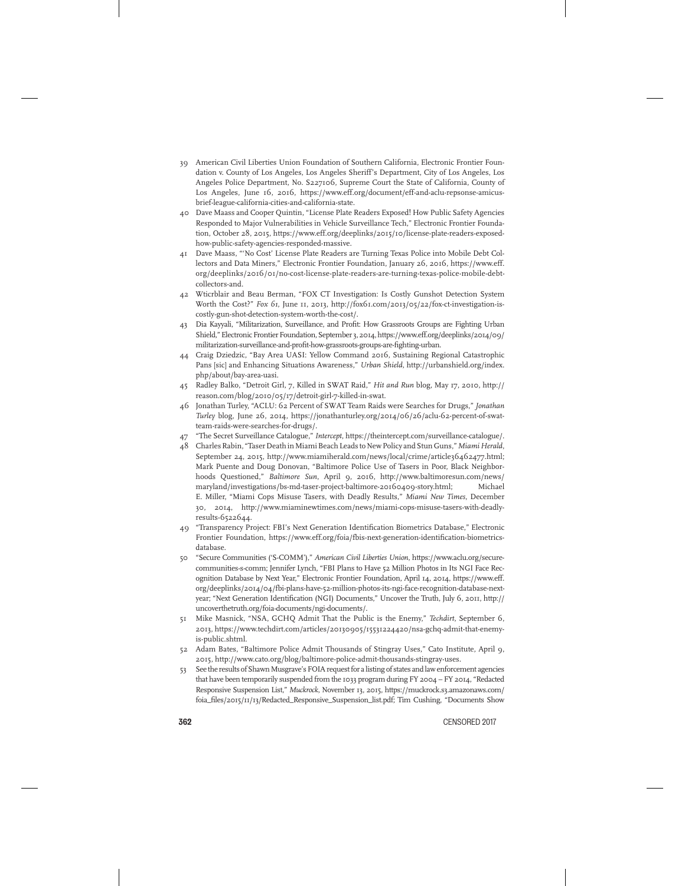39 American Civil Liberties Union Foundation of Southern California, Electronic Frontier Foundation v. County of Los Angeles, Los Angeles Sheriff's Department, City of Los Angeles, Los Angeles Police Department, No. S227106, Supreme Court the State of California, County of Los Angeles, June 16, 2016, https://www.eff.org/document/eff-and-aclu-repsonse-amicus-brief-league-california-cities-and-california-state.

40 Dave Maass and Cooper Quintin, "License Plate Readers Exposed! How Public Safety Agencies Responded to Major Vulnerabilities in Vehicle Surveillance Tech," Electronic Frontier Foundation, October 28, 2015, https://www.eff.org/deeplinks/2015/10/license-plate-readers-exposed-how-public-safety-agencies-responded-massive.

41 Dave Maass, "'No Cost' License Plate Readers are Turning Texas Police into Mobile Debt Collectors and Data Miners," Electronic Frontier Foundation, January 26, 2016, https://www.eff.org/deeplinks/2016/01/no-cost-license-plate-readers-are-turning-texas-police-mobile-debt-collectors-and.

42 Wticrblair and Beau Berman, "FOX CT Investigation: Is Costly Gunshot Detection System Worth the Cost?" *Fox 61*, June 11, 2013, http://fox61.com/2013/05/22/fox-ct-investigation-is-costly-gun-shot-detection-system-worth-the-cost/.

43 Dia Kayyali, "Militarization, Surveillance, and Profit: How Grassroots Groups are Fighting Urban Shield," Electronic Frontier Foundation, September 3, 2014, https://www.eff.org/deeplinks/2014/09/militarization-surveillance-and-profit-how-grassroots-groups-are-fighting-urban.

44 Craig Dziedzic, "Bay Area UASI: Yellow Command 2016, Sustaining Regional Catastrophic Pans [sic] and Enhancing Situations Awareness," *Urban Shield*, http://urbanshield.org/index.php/about/bay-area-uasi.

45 Radley Balko, "Detroit Girl, 7, Killed in SWAT Raid," *Hit and Run* blog, May 17, 2010, http://reason.com/blog/2010/05/17/detroit-girl-7-killed-in-swat.

46 Jonathan Turley, "ACLU: 62 Percent of SWAT Team Raids were Searches for Drugs," *Jonathan Turley* blog, June 26, 2014, https://jonathanturley.org/2014/06/26/aclu-62-percent-of-swat-team-raids-were-searches-for-drugs/.

47 "The Secret Surveillance Catalogue," *Intercept*, https://theintercept.com/surveillance-catalogue/.

48 Charles Rabin, "Taser Death in Miami Beach Leads to New Policy and Stun Guns," *Miami Herald*, September 24, 2015, http://www.miamiherald.com/news/local/crime/article36462477.html; Mark Puente and Doug Donovan, "Baltimore Police Use of Tasers in Poor, Black Neighborhoods Questioned," *Baltimore Sun*, April 9, 2016, http://www.baltimoresun.com/news/maryland/investigations/bs-md-taser-project-baltimore-20160409-story.html; Michael E. Miller, "Miami Cops Misuse Tasers, with Deadly Results," *Miami New Times*, December 30, 2014, http://www.miaminewtimes.com/news/miami-cops-misuse-tasers-with-deadly-results-6522644.

49 "Transparency Project: FBI's Next Generation Identification Biometrics Database," Electronic Frontier Foundation, https://www.eff.org/foia/fbis-next-generation-identification-biometrics-database.

50 "Secure Communities ('S-COMM')," *American Civil Liberties Union*, https://www.aclu.org/secure-communities-s-comm; Jennifer Lynch, "FBI Plans to Have 52 Million Photos in Its NGI Face Recognition Database by Next Year," Electronic Frontier Foundation, April 14, 2014, https://www.eff.org/deeplinks/2014/04/fbi-plans-have-52-million-photos-its-ngi-face-recognition-database-next-year; "Next Generation Identification (NGI) Documents," Uncover the Truth, July 6, 2011, http://uncoverthetruth.org/foia-documents/ngi-documents/.

51 Mike Masnick, "NSA, GCHQ Admit That the Public is the Enemy," *Techdirt*, September 6, 2013, https://www.techdirt.com/articles/20130905/15531224420/nsa-gchq-admit-that-enemy-is-public.shtml.

52 Adam Bates, "Baltimore Police Admit Thousands of Stingray Uses," Cato Institute, April 9, 2015, http://www.cato.org/blog/baltimore-police-admit-thousands-stingray-uses.

53 See the results of Shawn Musgrave's FOIA request for a listing of states and law enforcement agencies that have been temporarily suspended from the 1033 program during FY 2004 – FY 2014, "Redacted Responsive Suspension List," *Muckrock*, November 13, 2015, https://muckrock.s3.amazonaws.com/foia_files/2015/11/13/Redacted_Responsive_Suspension_list.pdf; Tim Cushing, "Documents Show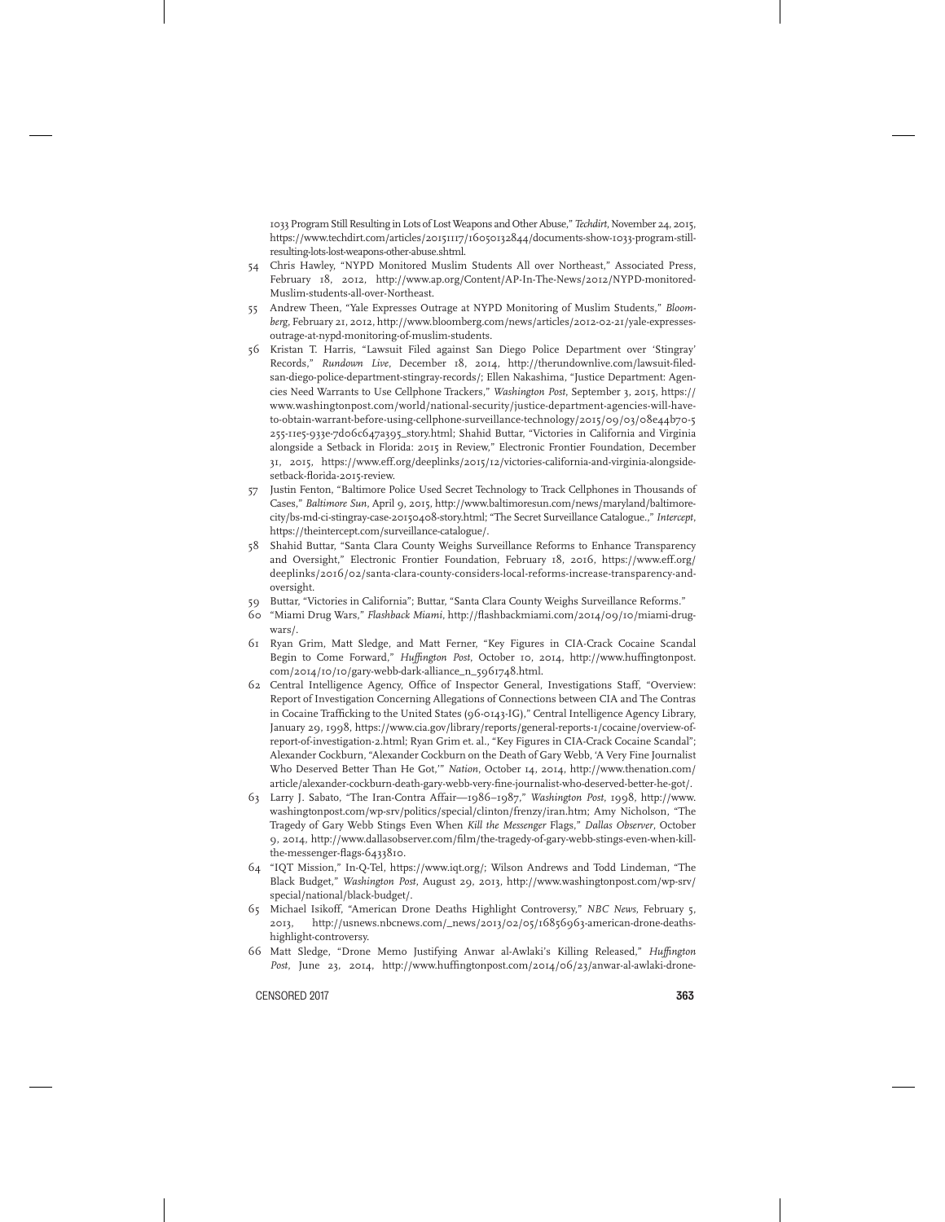1033 Program Still Resulting in Lots of Lost Weapons and Other Abuse," *Techdirt*, November 24, 2015, https://www.techdirt.com/articles/20151117/16050132844/documents-show-1033-program-still-resulting-lots-lost-weapons-other-abuse.shtml.

54 Chris Hawley, "NYPD Monitored Muslim Students All over Northeast," Associated Press, February 18, 2012, http://www.ap.org/Content/AP-In-The-News/2012/NYPD-monitored-Muslim-students-all-over-Northeast.

55 Andrew Theen, "Yale Expresses Outrage at NYPD Monitoring of Muslim Students," *Bloomberg*, February 21, 2012, http://www.bloomberg.com/news/articles/2012-02-21/yale-expresses-outrage-at-nypd-monitoring-of-muslim-students.

56 Kristan T. Harris, "Lawsuit Filed against San Diego Police Department over 'Stingray' Records," *Rundown Live*, December 18, 2014, http://therundownlive.com/lawsuit-filed-san-diego-police-department-stingray-records/; Ellen Nakashima, "Justice Department: Agencies Need Warrants to Use Cellphone Trackers," *Washington Post*, September 3, 2015, https://www.washingtonpost.com/world/national-security/justice-department-agencies-will-have-to-obtain-warrant-before-using-cellphone-surveillance-technology/2015/09/03/08e44b70-5255-11e5-933e-7d06c647a395_story.html; Shahid Buttar, "Victories in California and Virginia alongside a Setback in Florida: 2015 in Review," Electronic Frontier Foundation, December 31, 2015, https://www.eff.org/deeplinks/2015/12/victories-california-and-virginia-alongside-setback-florida-2015-review.

57 Justin Fenton, "Baltimore Police Used Secret Technology to Track Cellphones in Thousands of Cases," *Baltimore Sun*, April 9, 2015, http://www.baltimoresun.com/news/maryland/baltimore-city/bs-md-ci-stingray-case-20150408-story.html; "The Secret Surveillance Catalogue.," *Intercept*, https://theintercept.com/surveillance-catalogue/.

58 Shahid Buttar, "Santa Clara County Weighs Surveillance Reforms to Enhance Transparency and Oversight," Electronic Frontier Foundation, February 18, 2016, https://www.eff.org/deeplinks/2016/02/santa-clara-county-considers-local-reforms-increase-transparency-and-oversight.

59 Buttar, "Victories in California"; Buttar, "Santa Clara County Weighs Surveillance Reforms."

60 "Miami Drug Wars," *Flashback Miami*, http://flashbackmiami.com/2014/09/10/miami-drug-wars/.

61 Ryan Grim, Matt Sledge, and Matt Ferner, "Key Figures in CIA-Crack Cocaine Scandal Begin to Come Forward," *Huffington Post*, October 10, 2014, http://www.huffingtonpost.com/2014/10/10/gary-webb-dark-alliance_n_5961748.html.

62 Central Intelligence Agency, Office of Inspector General, Investigations Staff, "Overview: Report of Investigation Concerning Allegations of Connections between CIA and The Contras in Cocaine Trafficking to the United States (96-0143-IG)," Central Intelligence Agency Library, January 29, 1998, https://www.cia.gov/library/reports/general-reports-1/cocaine/overview-of-report-of-investigation-2.html; Ryan Grim et. al., "Key Figures in CIA-Crack Cocaine Scandal"; Alexander Cockburn, "Alexander Cockburn on the Death of Gary Webb, 'A Very Fine Journalist Who Deserved Better Than He Got,'" *Nation*, October 14, 2014, http://www.thenation.com/article/alexander-cockburn-death-gary-webb-very-fine-journalist-who-deserved-better-he-got/.

63 Larry J. Sabato, "The Iran-Contra Affair—1986–1987," *Washington Post*, 1998, http://www.washingtonpost.com/wp-srv/politics/special/clinton/frenzy/iran.htm; Amy Nicholson, "The Tragedy of Gary Webb Stings Even When *Kill the Messenger* Flags," *Dallas Observer*, October 9, 2014, http://www.dallasobserver.com/film/the-tragedy-of-gary-webb-stings-even-when-kill-the-messenger-flags-6433810.

64 "IQT Mission," In-Q-Tel, https://www.iqt.org/; Wilson Andrews and Todd Lindeman, "The Black Budget," *Washington Post*, August 29, 2013, http://www.washingtonpost.com/wp-srv/special/national/black-budget/.

65 Michael Isikoff, "American Drone Deaths Highlight Controversy," *NBC News*, February 5, 2013, http://usnews.nbcnews.com/_news/2013/02/05/16856963-american-drone-deaths-highlight-controversy.

66 Matt Sledge, "Drone Memo Justifying Anwar al-Awlaki's Killing Released," *Huffington Post*, June 23, 2014, http://www.huffingtonpost.com/2014/06/23/anwar-al-awlaki-drone-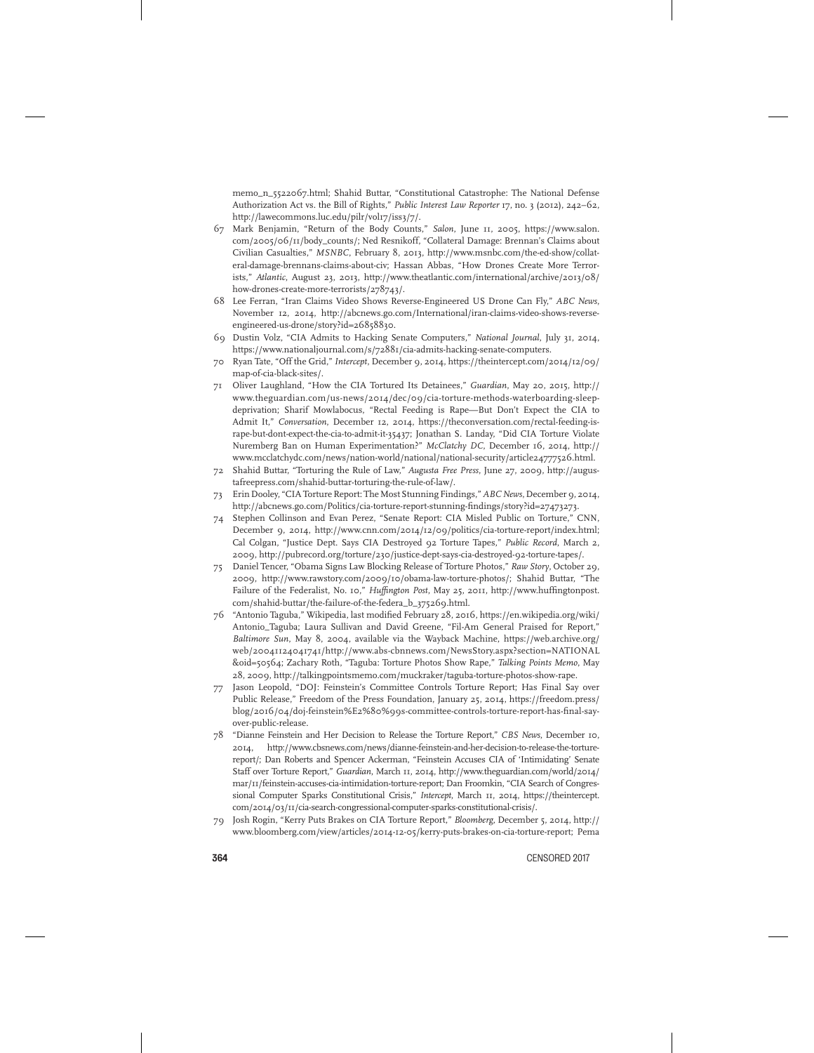memo_n_5522067.html; Shahid Buttar, "Constitutional Catastrophe: The National Defense Authorization Act vs. the Bill of Rights," *Public Interest Law Reporter* 17, no. 3 (2012), 242–62, http://lawecommons.luc.edu/pilr/vol17/iss3/7/.

67 Mark Benjamin, "Return of the Body Counts," *Salon*, June 11, 2005, https://www.salon.com/2005/06/11/body_counts/; Ned Resnikoff, "Collateral Damage: Brennan's Claims about Civilian Casualties," *MSNBC*, February 8, 2013, http://www.msnbc.com/the-ed-show/collateral-damage-brennans-claims-about-civ; Hassan Abbas, "How Drones Create More Terrorists," *Atlantic*, August 23, 2013, http://www.theatlantic.com/international/archive/2013/08/how-drones-create-more-terrorists/278743/.

68 Lee Ferran, "Iran Claims Video Shows Reverse-Engineered US Drone Can Fly," *ABC News*, November 12, 2014, http://abcnews.go.com/International/iran-claims-video-shows-reverse-engineered-us-drone/story?id=26858830.

69 Dustin Volz, "CIA Admits to Hacking Senate Computers," *National Journal*, July 31, 2014, https://www.nationaljournal.com/s/72881/cia-admits-hacking-senate-computers.

70 Ryan Tate, "Off the Grid," *Intercept*, December 9, 2014, https://theintercept.com/2014/12/09/map-of-cia-black-sites/.

71 Oliver Laughland, "How the CIA Tortured Its Detainees," *Guardian*, May 20, 2015, http://www.theguardian.com/us-news/2014/dec/09/cia-torture-methods-waterboarding-sleep-deprivation; Sharif Mowlabocus, "Rectal Feeding is Rape—But Don't Expect the CIA to Admit It," *Conversation*, December 12, 2014, https://theconversation.com/rectal-feeding-is-rape-but-dont-expect-the-cia-to-admit-it-35437; Jonathan S. Landay, "Did CIA Torture Violate Nuremberg Ban on Human Experimentation?" *McClatchy DC*, December 16, 2014, http://www.mcclatchydc.com/news/nation-world/national/national-security/article24777526.html.

72 Shahid Buttar, "Torturing the Rule of Law," *Augusta Free Press*, June 27, 2009, http://augustafreepress.com/shahid-buttar-torturing-the-rule-of-law/.

73 Erin Dooley, "CIA Torture Report: The Most Stunning Findings," *ABC News*, December 9, 2014, http://abcnews.go.com/Politics/cia-torture-report-stunning-findings/story?id=27473273.

74 Stephen Collinson and Evan Perez, "Senate Report: CIA Misled Public on Torture," CNN, December 9, 2014, http://www.cnn.com/2014/12/09/politics/cia-torture-report/index.html; Cal Colgan, "Justice Dept. Says CIA Destroyed 92 Torture Tapes," *Public Record*, March 2, 2009, http://pubrecord.org/torture/230/justice-dept-says-cia-destroyed-92-torture-tapes/.

75 Daniel Tencer, "Obama Signs Law Blocking Release of Torture Photos," *Raw Story*, October 29, 2009, http://www.rawstory.com/2009/10/obama-law-torture-photos/; Shahid Buttar, "The Failure of the Federalist, No. 10," *Huffington Post*, May 25, 2011, http://www.huffingtonpost.com/shahid-buttar/the-failure-of-the-federa_b_375269.html.

76 "Antonio Taguba," Wikipedia, last modified February 28, 2016, https://en.wikipedia.org/wiki/Antonio_Taguba; Laura Sullivan and David Greene, "Fil-Am General Praised for Report," *Baltimore Sun*, May 8, 2004, available via the Wayback Machine, https://web.archive.org/web/20041124041741/http://www.abs-cbnnews.com/NewsStory.aspx?section=NATIONAL&oid=50564; Zachary Roth, "Taguba: Torture Photos Show Rape," *Talking Points Memo*, May 28, 2009, http://talkingpointsmemo.com/muckraker/taguba-torture-photos-show-rape.

77 Jason Leopold, "DOJ: Feinstein's Committee Controls Torture Report; Has Final Say over Public Release," Freedom of the Press Foundation, January 25, 2014, https://freedom.press/blog/2016/04/doj-feinstein%E2%80%99s-committee-controls-torture-report-has-final-say-over-public-release.

78 "Dianne Feinstein and Her Decision to Release the Torture Report," *CBS News*, December 10, 2014, http://www.cbsnews.com/news/dianne-feinstein-and-her-decision-to-release-the-torture-report/; Dan Roberts and Spencer Ackerman, "Feinstein Accuses CIA of 'Intimidating' Senate Staff over Torture Report," *Guardian*, March 11, 2014, http://www.theguardian.com/world/2014/mar/11/feinstein-accuses-cia-intimidation-torture-report; Dan Froomkin, "CIA Search of Congressional Computer Sparks Constitutional Crisis," *Intercept*, March 11, 2014, https://theintercept.com/2014/03/11/cia-search-congressional-computer-sparks-constitutional-crisis/.

79 Josh Rogin, "Kerry Puts Brakes on CIA Torture Report," *Bloomberg*, December 5, 2014, http://www.bloomberg.com/view/articles/2014-12-05/kerry-puts-brakes-on-cia-torture-report; Pema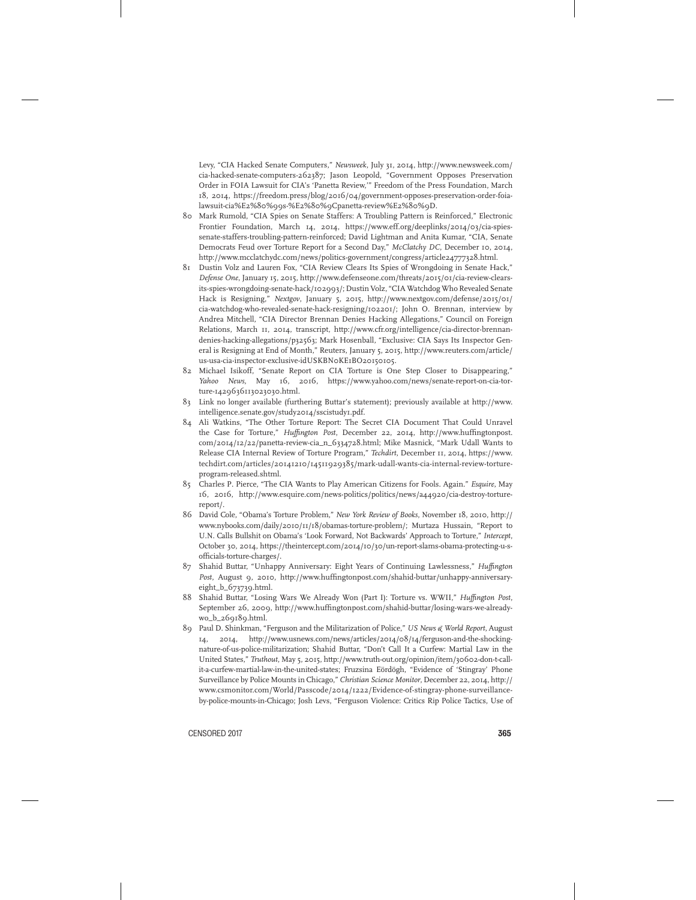Levy, "CIA Hacked Senate Computers," *Newsweek*, July 31, 2014, http://www.newsweek.com/cia-hacked-senate-computers-262387; Jason Leopold, "Government Opposes Preservation Order in FOIA Lawsuit for CIA's 'Panetta Review,'" Freedom of the Press Foundation, March 18, 2014, https://freedom.press/blog/2016/04/government-opposes-preservation-order-foia-lawsuit-cia%E2%80%99s-%E2%80%9Cpanetta-review%E2%80%9D.

80 Mark Rumold, "CIA Spies on Senate Staffers: A Troubling Pattern is Reinforced," Electronic Frontier Foundation, March 14, 2014, https://www.eff.org/deeplinks/2014/03/cia-spies-senate-staffers-troubling-pattern-reinforced; David Lightman and Anita Kumar, "CIA, Senate Democrats Feud over Torture Report for a Second Day," *McClatchy DC*, December 10, 2014, http://www.mcclatchydc.com/news/politics-government/congress/article24777328.html.

81 Dustin Volz and Lauren Fox, "CIA Review Clears Its Spies of Wrongdoing in Senate Hack," *Defense One*, January 15, 2015, http://www.defenseone.com/threats/2015/01/cia-review-clears-its-spies-wrongdoing-senate-hack/102993/; Dustin Volz, "CIA Watchdog Who Revealed Senate Hack is Resigning," *Nextgov*, January 5, 2015, http://www.nextgov.com/defense/2015/01/cia-watchdog-who-revealed-senate-hack-resigning/102201/; John O. Brennan, interview by Andrea Mitchell, "CIA Director Brennan Denies Hacking Allegations," Council on Foreign Relations, March 11, 2014, transcript, http://www.cfr.org/intelligence/cia-director-brennan-denies-hacking-allegations/p32563; Mark Hosenball, "Exclusive: CIA Says Its Inspector General is Resigning at End of Month," Reuters, January 5, 2015, http://www.reuters.com/article/us-usa-cia-inspector-exclusive-idUSKBN0KE1BO20150105.

82 Michael Isikoff, "Senate Report on CIA Torture is One Step Closer to Disappearing," *Yahoo News*, May 16, 2016, https://www.yahoo.com/news/senate-report-on-cia-torture-1429636113023030.html.

83 Link no longer available (furthering Buttar's statement); previously available at http://www.intelligence.senate.gov/study2014/sscistudy1.pdf.

84 Ali Watkins, "The Other Torture Report: The Secret CIA Document That Could Unravel the Case for Torture," *Huffington Post*, December 22, 2014, http://www.huffingtonpost.com/2014/12/22/panetta-review-cia_n_6334728.html; Mike Masnick, "Mark Udall Wants to Release CIA Internal Review of Torture Program," *Techdirt*, December 11, 2014, https://www.techdirt.com/articles/20141210/14511929385/mark-udall-wants-cia-internal-review-torture-program-released.shtml.

85 Charles P. Pierce, "The CIA Wants to Play American Citizens for Fools. Again." *Esquire*, May 16, 2016, http://www.esquire.com/news-politics/politics/news/a44920/cia-destroy-torture-report/.

86 David Cole, "Obama's Torture Problem," *New York Review of Books*, November 18, 2010, http://www.nybooks.com/daily/2010/11/18/obamas-torture-problem/; Murtaza Hussain, "Report to U.N. Calls Bullshit on Obama's 'Look Forward, Not Backwards' Approach to Torture," *Intercept*, October 30, 2014, https://theintercept.com/2014/10/30/un-report-slams-obama-protecting-u-s-officials-torture-charges/.

87 Shahid Buttar, "Unhappy Anniversary: Eight Years of Continuing Lawlessness," *Huffington Post*, August 9, 2010, http://www.huffingtonpost.com/shahid-buttar/unhappy-anniversary-eight_b_673739.html.

88 Shahid Buttar, "Losing Wars We Already Won (Part I): Torture vs. WWII," *Huffington Post*, September 26, 2009, http://www.huffingtonpost.com/shahid-buttar/losing-wars-we-already-wo_b_269189.html.

89 Paul D. Shinkman, "Ferguson and the Militarization of Police," *US News & World Report*, August 14, 2014, http://www.usnews.com/news/articles/2014/08/14/ferguson-and-the-shocking-nature-of-us-police-militarization; Shahid Buttar, "Don't Call It a Curfew: Martial Law in the United States," *Truthout*, May 5, 2015, http://www.truth-out.org/opinion/item/30602-don-t-call-it-a-curfew-martial-law-in-the-united-states; Fruzsina Eördögh, "Evidence of 'Stingray' Phone Surveillance by Police Mounts in Chicago," *Christian Science Monitor*, December 22, 2014, http://www.csmonitor.com/World/Passcode/2014/1222/Evidence-of-stingray-phone-surveillance-by-police-mounts-in-Chicago; Josh Levs, "Ferguson Violence: Critics Rip Police Tactics, Use of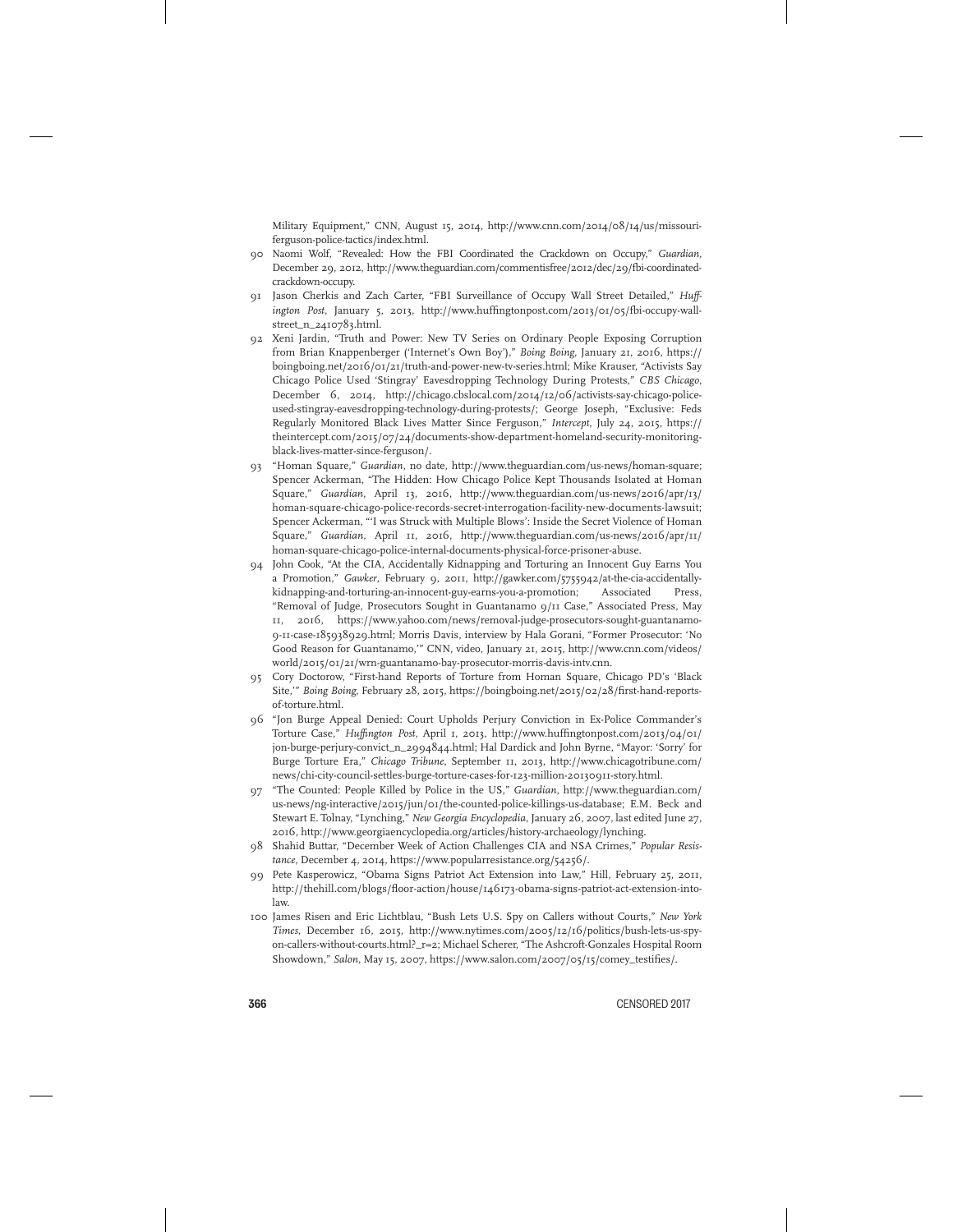Military Equipment," CNN, August 15, 2014, http://www.cnn.com/2014/08/14/us/missouri-ferguson-police-tactics/index.html.

90 Naomi Wolf, "Revealed: How the FBI Coordinated the Crackdown on Occupy," *Guardian*, December 29, 2012, http://www.theguardian.com/commentisfree/2012/dec/29/fbi-coordinated-crackdown-occupy.

91 Jason Cherkis and Zach Carter, "FBI Surveillance of Occupy Wall Street Detailed," *Huffington Post*, January 5, 2013, http://www.huffingtonpost.com/2013/01/05/fbi-occupy-wall-street_n_2410783.html.

92 Xeni Jardin, "Truth and Power: New TV Series on Ordinary People Exposing Corruption from Brian Knappenberger ('Internet's Own Boy')," *Boing Boing*, January 21, 2016, https://boingboing.net/2016/01/21/truth-and-power-new-tv-series.html; Mike Krauser, "Activists Say Chicago Police Used 'Stingray' Eavesdropping Technology During Protests," *CBS Chicago*, December 6, 2014, http://chicago.cbslocal.com/2014/12/06/activists-say-chicago-police-used-stingray-eavesdropping-technology-during-protests/; George Joseph, "Exclusive: Feds Regularly Monitored Black Lives Matter Since Ferguson," *Intercept*, July 24, 2015, https://theintercept.com/2015/07/24/documents-show-department-homeland-security-monitoring-black-lives-matter-since-ferguson/.

93 "Homan Square," *Guardian*, no date, http://www.theguardian.com/us-news/homan-square; Spencer Ackerman, "The Hidden: How Chicago Police Kept Thousands Isolated at Homan Square," *Guardian*, April 13, 2016, http://www.theguardian.com/us-news/2016/apr/13/homan-square-chicago-police-records-secret-interrogation-facility-new-documents-lawsuit; Spencer Ackerman, "'I was Struck with Multiple Blows': Inside the Secret Violence of Homan Square," *Guardian*, April 11, 2016, http://www.theguardian.com/us-news/2016/apr/11/homan-square-chicago-police-internal-documents-physical-force-prisoner-abuse.

94 John Cook, "At the CIA, Accidentally Kidnapping and Torturing an Innocent Guy Earns You a Promotion," *Gawker*, February 9, 2011, http://gawker.com/5755942/at-the-cia-accidentally-kidnapping-and-torturing-an-innocent-guy-earns-you-a-promotion; Associated Press, "Removal of Judge, Prosecutors Sought in Guantanamo 9/11 Case," Associated Press, May 11, 2016, https://www.yahoo.com/news/removal-judge-prosecutors-sought-guantanamo-9-11-case-185938929.html; Morris Davis, interview by Hala Gorani, "Former Prosecutor: 'No Good Reason for Guantanamo,'" CNN, video, January 21, 2015, http://www.cnn.com/videos/world/2015/01/21/wrn-guantanamo-bay-prosecutor-morris-davis-intv.cnn.

95 Cory Doctorow, "First-hand Reports of Torture from Homan Square, Chicago PD's 'Black Site,'" *Boing Boing*, February 28, 2015, https://boingboing.net/2015/02/28/first-hand-reports-of-torture.html.

96 "Jon Burge Appeal Denied: Court Upholds Perjury Conviction in Ex-Police Commander's Torture Case," *Huffington Post*, April 1, 2013, http://www.huffingtonpost.com/2013/04/01/jon-burge-perjury-convict_n_2994844.html; Hal Dardick and John Byrne, "Mayor: 'Sorry' for Burge Torture Era," *Chicago Tribune*, September 11, 2013, http://www.chicagotribune.com/news/chi-city-council-settles-burge-torture-cases-for-123-million-20130911-story.html.

97 "The Counted: People Killed by Police in the US," *Guardian*, http://www.theguardian.com/us-news/ng-interactive/2015/jun/01/the-counted-police-killings-us-database; E.M. Beck and Stewart E. Tolnay, "Lynching," *New Georgia Encyclopedia*, January 26, 2007, last edited June 27, 2016, http://www.georgiaencyclopedia.org/articles/history-archaeology/lynching.

98 Shahid Buttar, "December Week of Action Challenges CIA and NSA Crimes," *Popular Resistance*, December 4, 2014, https://www.popularresistance.org/54256/.

99 Pete Kasperowicz, "Obama Signs Patriot Act Extension into Law," Hill, February 25, 2011, http://thehill.com/blogs/floor-action/house/146173-obama-signs-patriot-act-extension-into-law.

100 James Risen and Eric Lichtblau, "Bush Lets U.S. Spy on Callers without Courts," *New York Times*, December 16, 2015, http://www.nytimes.com/2005/12/16/politics/bush-lets-us-spy-on-callers-without-courts.html?_r=2; Michael Scherer, "The Ashcroft-Gonzales Hospital Room Showdown," *Salon*, May 15, 2007, https://www.salon.com/2007/05/15/comey_testifies/.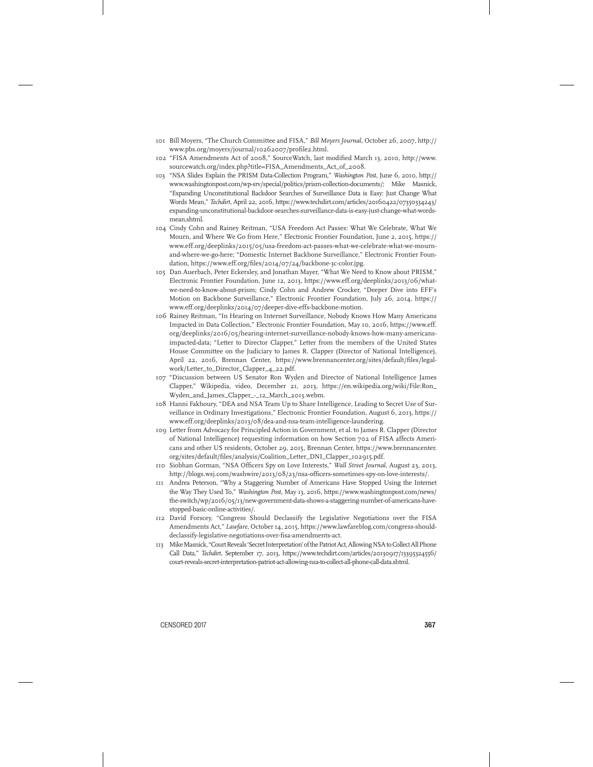101 Bill Moyers, "The Church Committee and FISA," *Bill Moyers Journal*, October 26, 2007, http://www.pbs.org/moyers/journal/10262007/profile2.html.

102 "FISA Amendments Act of 2008," SourceWatch, last modified March 13, 2010, http://www.sourcewatch.org/index.php?title=FISA_Amendments_Act_of_2008.

103 "NSA Slides Explain the PRISM Data-Collection Program," *Washington Post*, June 6, 2010, http://www.washingtonpost.com/wp-srv/special/politics/prism-collection-documents/; Mike Masnick, "Expanding Unconstitutional Backdoor Searches of Surveillance Data is Easy: Just Change What Words Mean," *Techdirt*, April 22, 2016, https://www.techdirt.com/articles/20160422/07350334243/expanding-unconstitutional-backdoor-searches-surveillance-data-is-easy-just-change-what-words-mean.shtml.

104 Cindy Cohn and Rainey Reitman, "USA Freedom Act Passes: What We Celebrate, What We Mourn, and Where We Go from Here," Electronic Frontier Foundation, June 2, 2015, https://www.eff.org/deeplinks/2015/05/usa-freedom-act-passes-what-we-celebrate-what-we-mourn-and-where-we-go-here; "Domestic Internet Backbone Surveillance," Electronic Frontier Foundation, https://www.eff.org/files/2014/07/24/backbone-3c-color.jpg.

105 Dan Auerbach, Peter Eckersley, and Jonathan Mayer, "What We Need to Know about PRISM," Electronic Frontier Foundation, June 12, 2013, https://www.eff.org/deeplinks/2013/06/what-we-need-to-know-about-prism; Cindy Cohn and Andrew Crocker, "Deeper Dive into EFF's Motion on Backbone Surveillance," Electronic Frontier Foundation, July 26, 2014, https://www.eff.org/deeplinks/2014/07/deeper-dive-effs-backbone-motion.

106 Rainey Reitman, "In Hearing on Internet Surveillance, Nobody Knows How Many Americans Impacted in Data Collection," Electronic Frontier Foundation, May 10, 2016, https://www.eff.org/deeplinks/2016/05/hearing-internet-surveillance-nobody-knows-how-many-americans-impacted-data; "Letter to Director Clapper," Letter from the members of the United States House Committee on the Judiciary to James R. Clapper (Director of National Intelligence), April 22, 2016, Brennan Center, https://www.brennancenter.org/sites/default/files/legal-work/Letter_to_Director_Clapper_4_22.pdf.

107 "Discussion between US Senator Ron Wyden and Director of National Intelligence James Clapper," Wikipedia, video, December 21, 2013, https://en.wikipedia.org/wiki/File:Ron_Wyden_and_James_Clapper_-_12_March_2013.webm.

108 Hanni Fakhoury, "DEA and NSA Team Up to Share Intelligence, Leading to Secret Use of Surveillance in Ordinary Investigations," Electronic Frontier Foundation, August 6, 2013, https://www.eff.org/deeplinks/2013/08/dea-and-nsa-team-intelligence-laundering.

109 Letter from Advocacy for Principled Action in Government, et al. to James R. Clapper (Director of National Intelligence) requesting information on how Section 702 of FISA affects Americans and other US residents, October 29, 2015, Brennan Center, https://www.brennancenter.org/sites/default/files/analysis/Coalition_Letter_DNI_Clapper_102915.pdf.

110 Siobhan Gorman, "NSA Officers Spy on Love Interests," *Wall Street Journal*, August 23, 2013, http://blogs.wsj.com/washwire/2013/08/23/nsa-officers-sometimes-spy-on-love-interests/.

111 Andrea Peterson, "Why a Staggering Number of Americans Have Stopped Using the Internet the Way They Used To," *Washington Post*, May 13, 2016, https://www.washingtonpost.com/news/the-switch/wp/2016/05/13/new-government-data-shows-a-staggering-number-of-americans-have-stopped-basic-online-activities/.

112 David Forscey, "Congress Should Declassify the Legislative Negotiations over the FISA Amendments Act," *Lawfare*, October 14, 2015, https://www.lawfareblog.com/congress-should-declassify-legislative-negotiations-over-fisa-amendments-act.

113 Mike Masnick, "Court Reveals 'Secret Interpretation' of the Patriot Act, Allowing NSA to Collect All Phone Call Data," *Techdirt*, September 17, 2013, https://www.techdirt.com/articles/20130917/13395324556/court-reveals-secret-interpretation-patriot-act-allowing-nsa-to-collect-all-phone-call-data.shtml.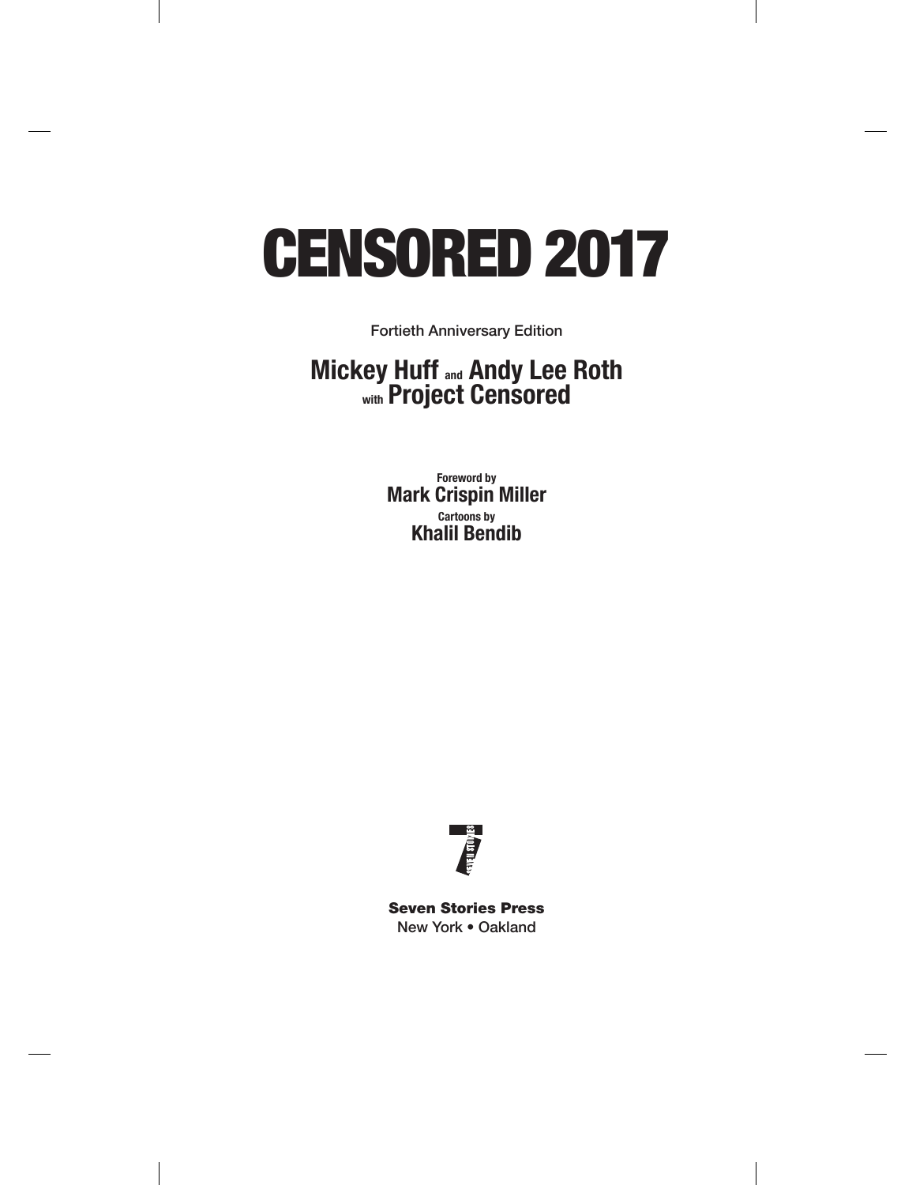# CENSORED 2017

Fortieth Anniversary Edition

**Mickey Huff and Andy Lee Roth with Project Censored**

**Foreword by**
**Mark Crispin Miller**

**Cartoons by**
**Khalil Bendib**

**Seven Stories Press**
New York • Oakland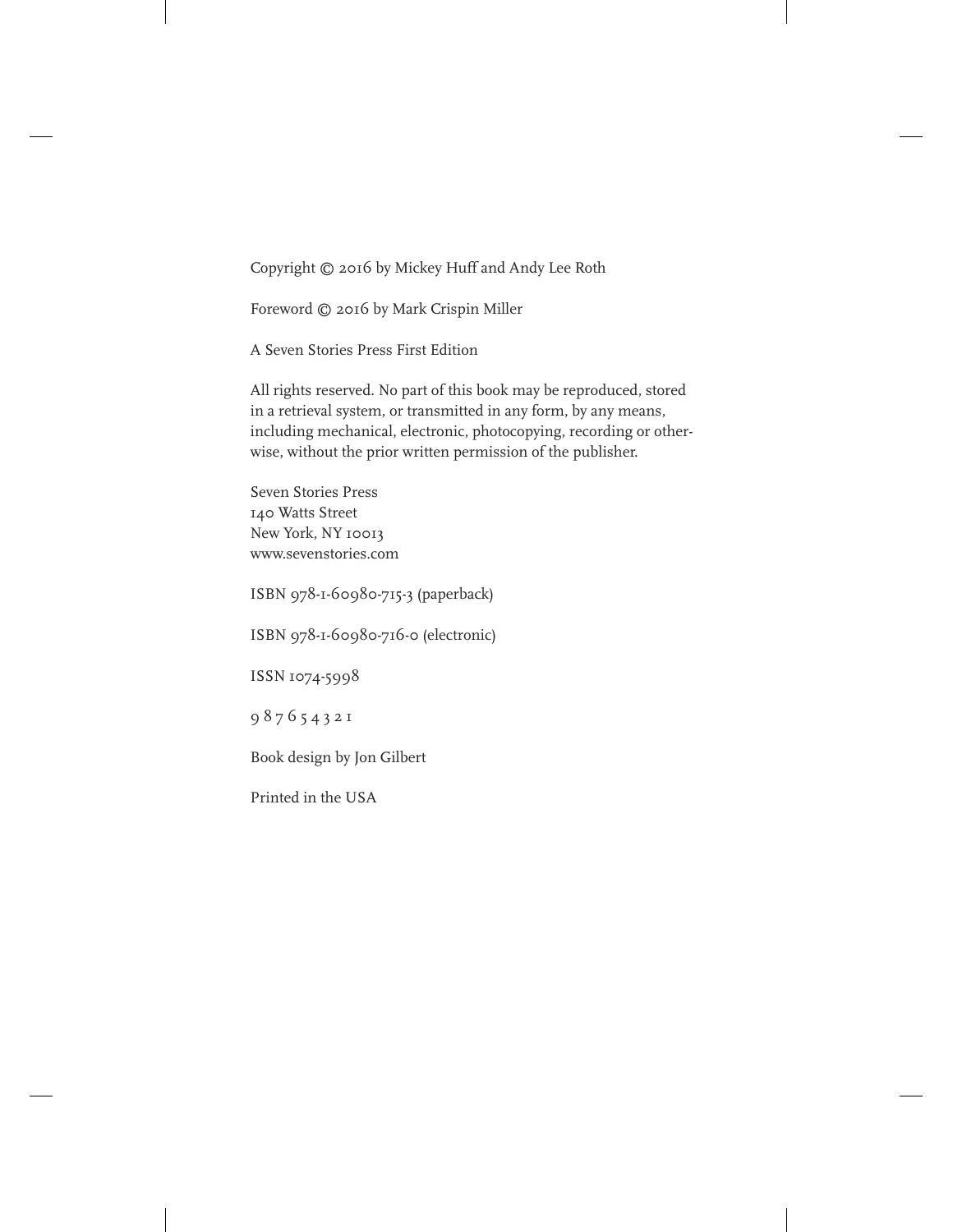Copyright © 2016 by Mickey Huff and Andy Lee Roth

Foreword © 2016 by Mark Crispin Miller

A Seven Stories Press First Edition

All rights reserved. No part of this book may be reproduced, stored in a retrieval system, or transmitted in any form, by any means, including mechanical, electronic, photocopying, recording or otherwise, without the prior written permission of the publisher.

Seven Stories Press
140 Watts Street
New York, NY 10013
www.sevenstories.com

ISBN 978-1-60980-715-3 (paperback)

ISBN 978-1-60980-716-0 (electronic)

ISSN 1074-5998

9 8 7 6 5 4 3 2 1

Book design by Jon Gilbert

Printed in the USA